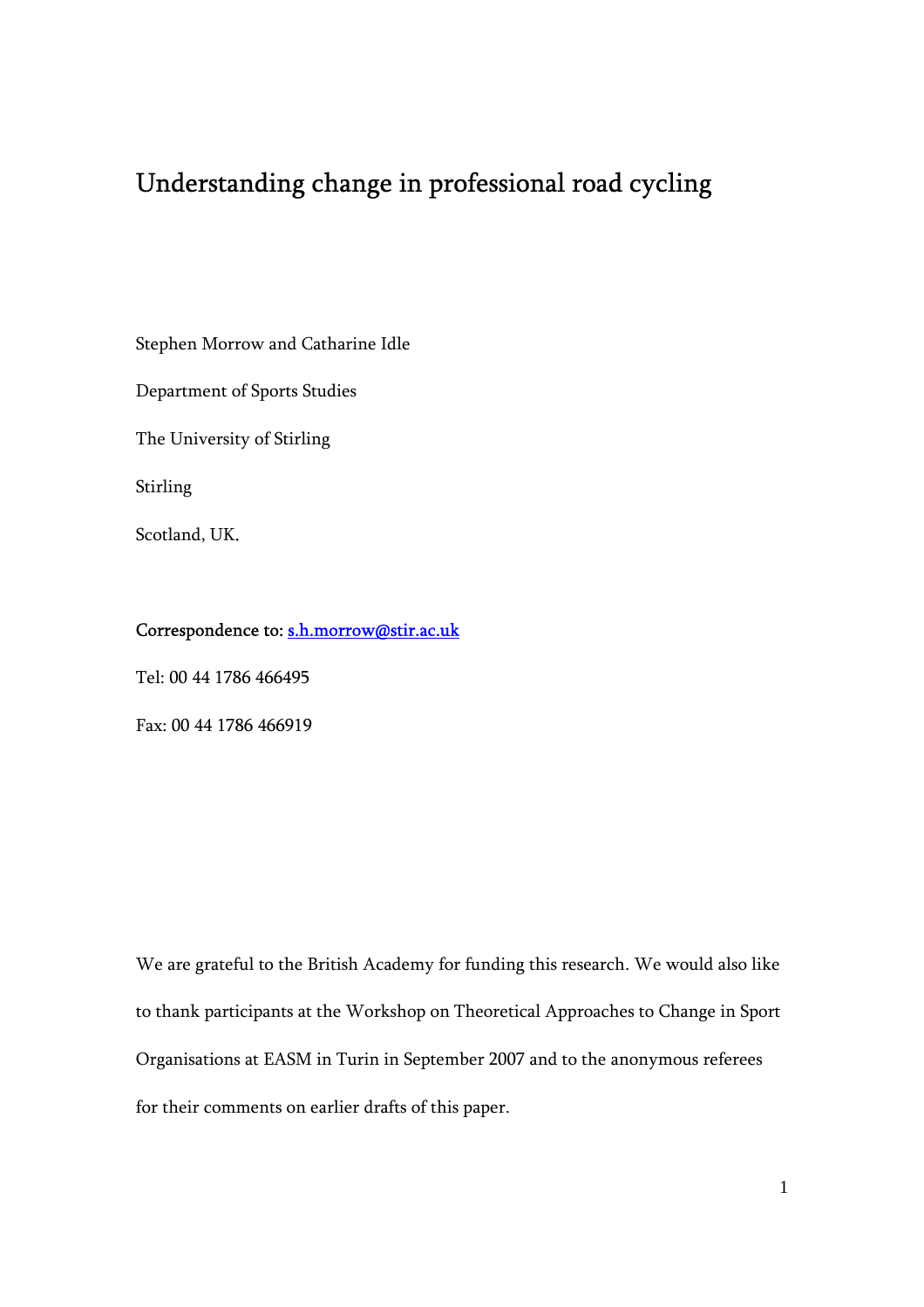# Understanding change in professional road cycling

Stephen Morrow and Catharine Idle

Department of Sports Studies

The University of Stirling

Stirling

Scotland, UK.

**Correspondence to:** s.h.morrow@stir.ac.uk

Tel: 00 44 1786 466495

Fax: 00 44 1786 466919

We are grateful to the British Academy for funding this research. We would also like to thank participants at the Workshop on Theoretical Approaches to Change in Sport Organisations at EASM in Turin in September 2007 and to the anonymous referees for their comments on earlier drafts of this paper.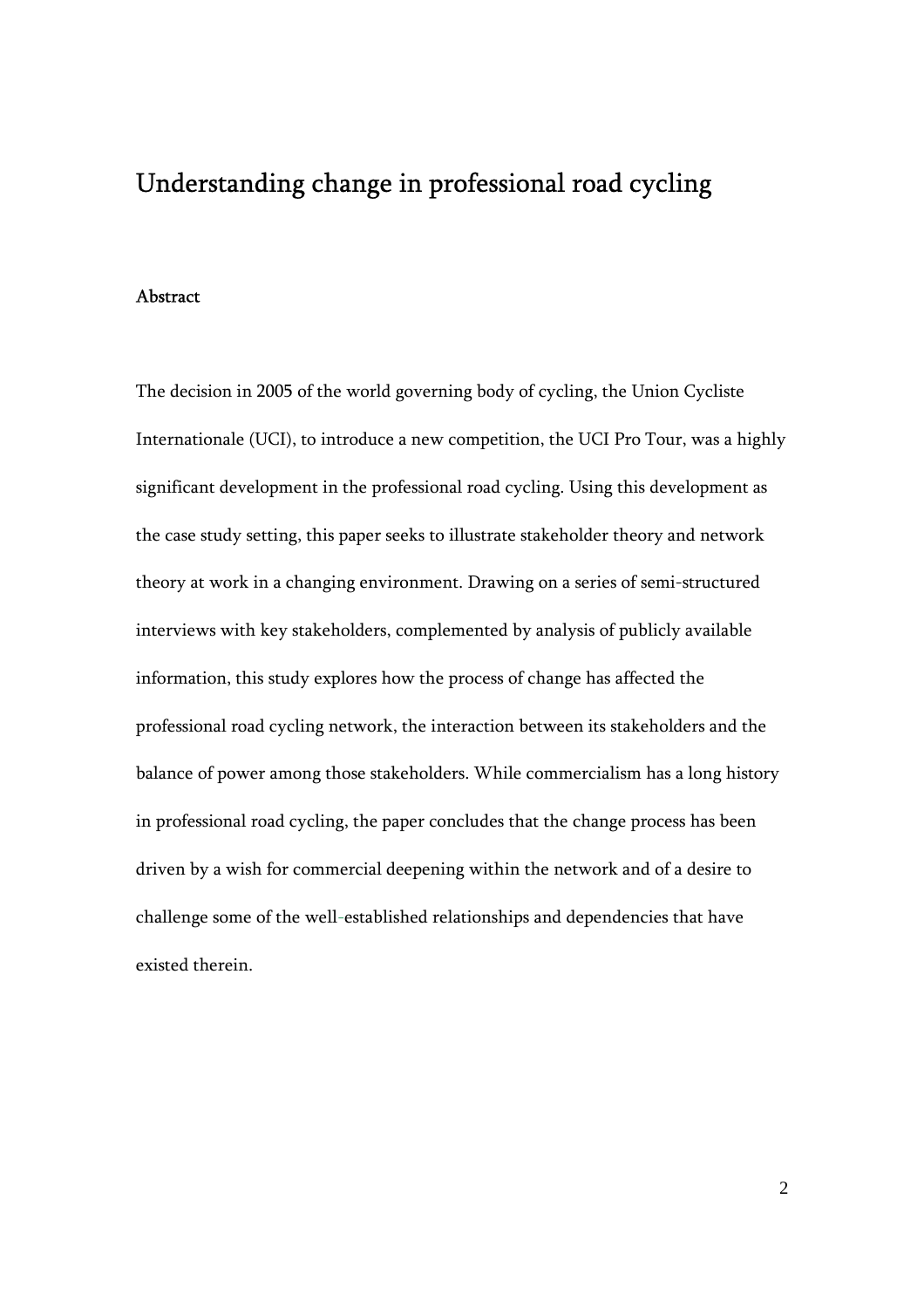# Understanding change in professional road cycling

## Abstract

The decision in 2005 of the world governing body of cycling, the Union Cycliste Internationale (UCI), to introduce a new competition, the UCI Pro Tour, was a highly significant development in the professional road cycling. Using this development as the case study setting, this paper seeks to illustrate stakeholder theory and network theory at work in a changing environment. Drawing on a series of semi-structured interviews with key stakeholders, complemented by analysis of publicly available information, this study explores how the process of change has affected the professional road cycling network, the interaction between its stakeholders and the balance of power among those stakeholders. While commercialism has a long history in professional road cycling, the paper concludes that the change process has been driven by a wish for commercial deepening within the network and of a desire to challenge some of the well-established relationships and dependencies that have existed therein.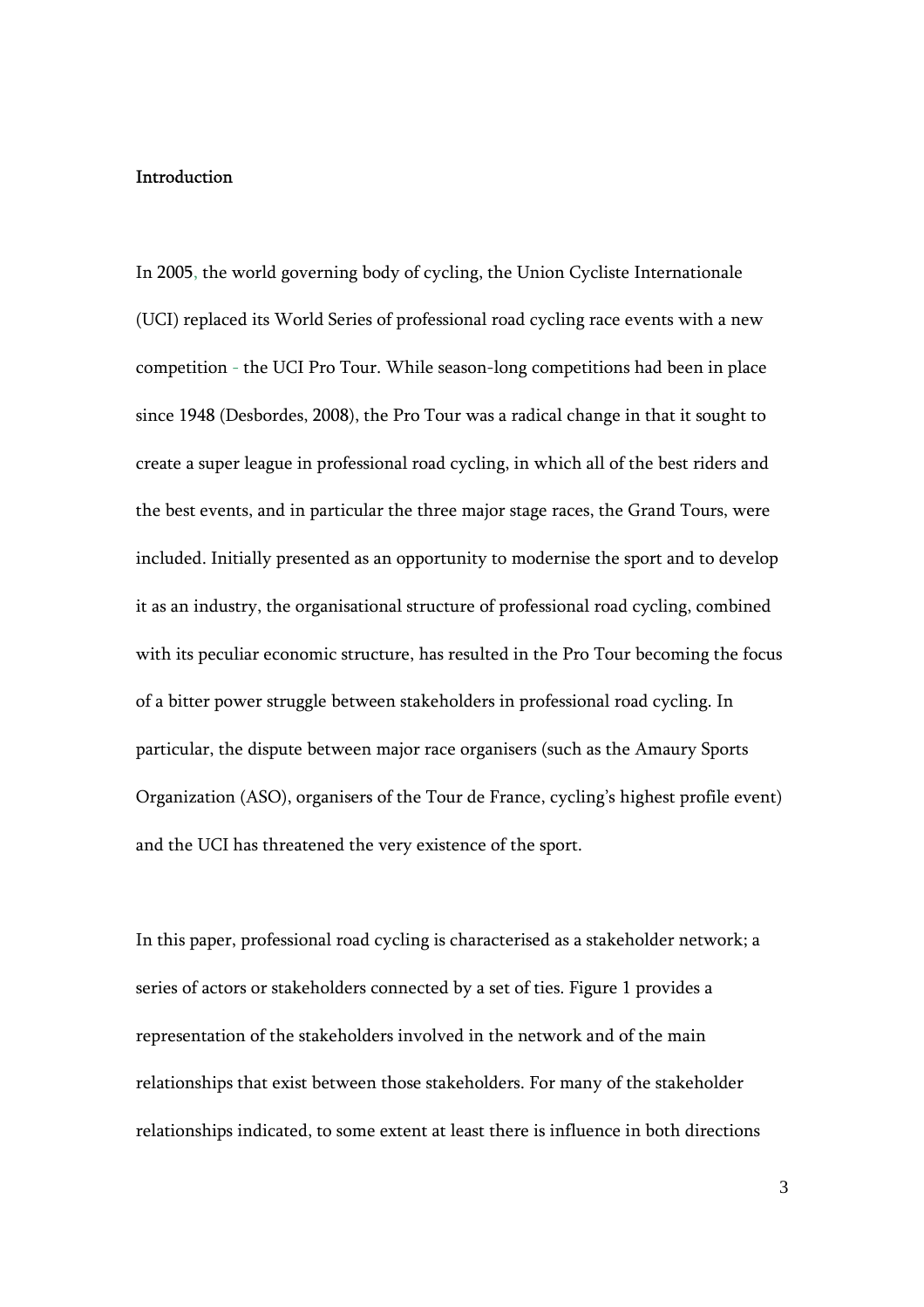## Introduction

In 2005, the world governing body of cycling, the Union Cycliste Internationale (UCI) replaced its World Series of professional road cycling race events with a new competition - the UCI Pro Tour. While season-long competitions had been in place since 1948 (Desbordes, 2008), the Pro Tour was a radical change in that it sought to create a super league in professional road cycling, in which all of the best riders and the best events, and in particular the three major stage races, the Grand Tours, were included. Initially presented as an opportunity to modernise the sport and to develop it as an industry, the organisational structure of professional road cycling, combined with its peculiar economic structure, has resulted in the Pro Tour becoming the focus of a bitter power struggle between stakeholders in professional road cycling. In particular, the dispute between major race organisers (such as the Amaury Sports Organization (ASO), organisers of the Tour de France, cycling's highest profile event) and the UCI has threatened the very existence of the sport.

In this paper, professional road cycling is characterised as a stakeholder network; a series of actors or stakeholders connected by a set of ties. Figure 1 provides a representation of the stakeholders involved in the network and of the main relationships that exist between those stakeholders. For many of the stakeholder relationships indicated, to some extent at least there is influence in both directions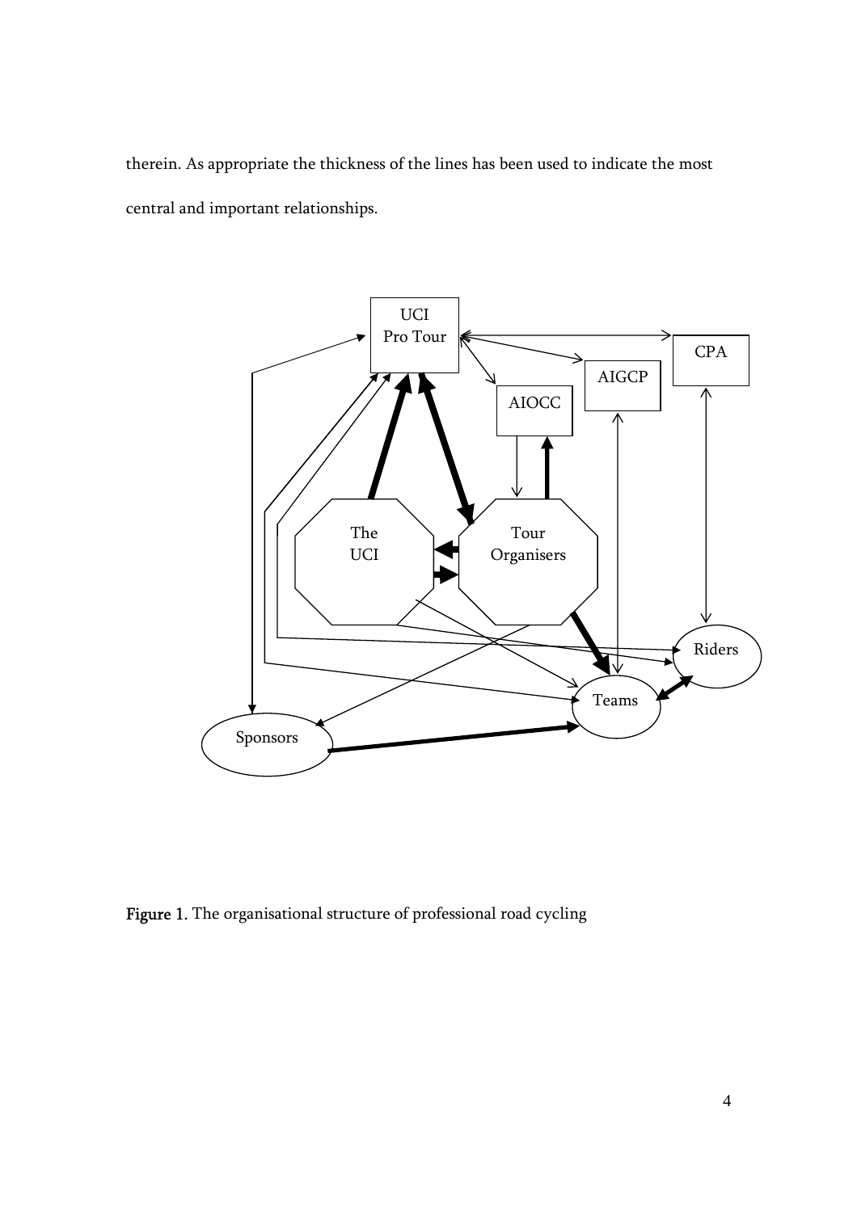therein. As appropriate the thickness of the lines has been used to indicate the most central and important relationships.

**Figure 1.** The organisational structure of professional road cycling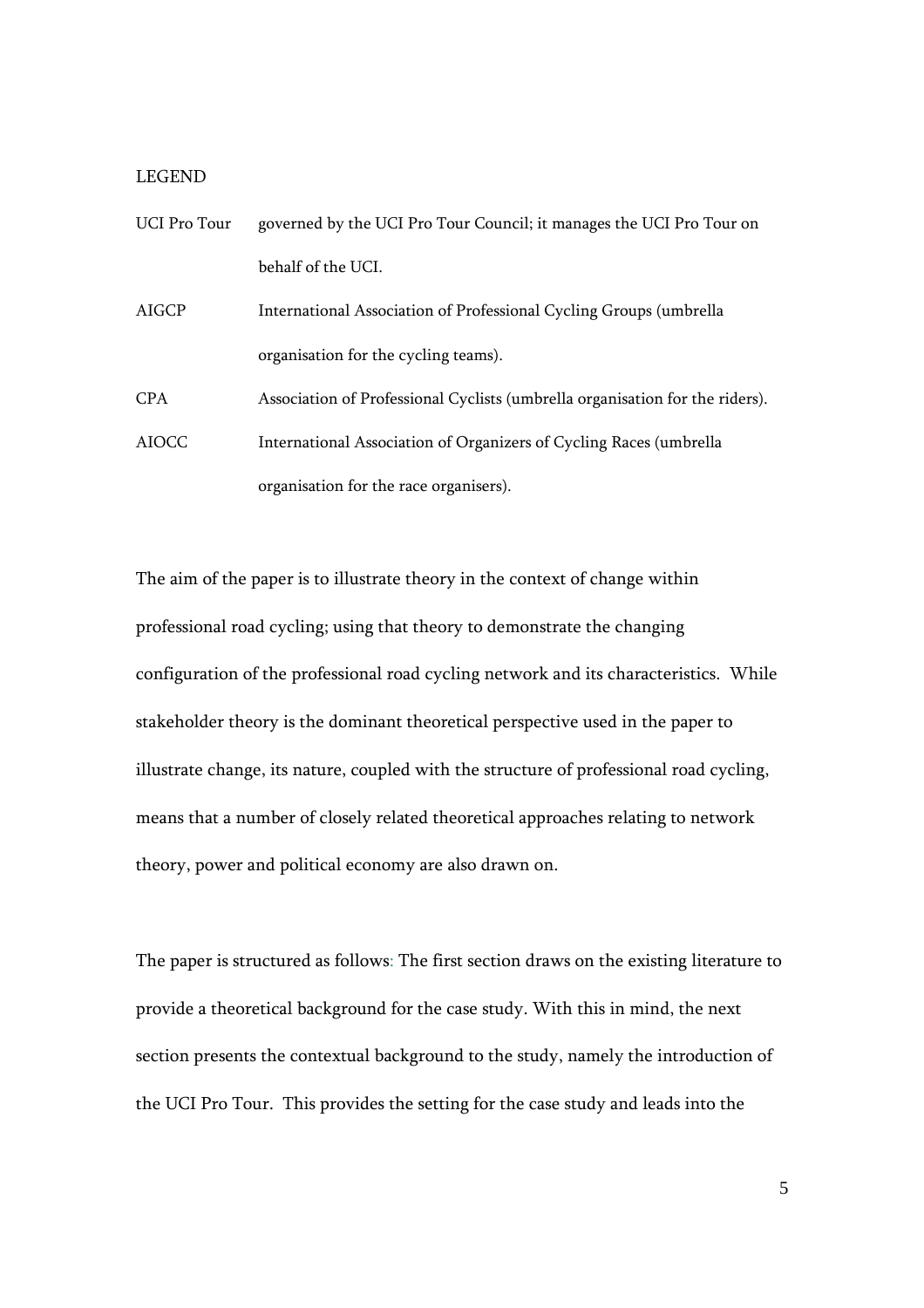LEGEND

| | |
|---|---|
| UCI Pro Tour | governed by the UCI Pro Tour Council; it manages the UCI Pro Tour on behalf of the UCI. |
| AIGCP | International Association of Professional Cycling Groups (umbrella organisation for the cycling teams). |
| CPA | Association of Professional Cyclists (umbrella organisation for the riders). |
| AIOCC | International Association of Organizers of Cycling Races (umbrella organisation for the race organisers). |

The aim of the paper is to illustrate theory in the context of change within professional road cycling; using that theory to demonstrate the changing configuration of the professional road cycling network and its characteristics. While stakeholder theory is the dominant theoretical perspective used in the paper to illustrate change, its nature, coupled with the structure of professional road cycling, means that a number of closely related theoretical approaches relating to network theory, power and political economy are also drawn on.

The paper is structured as follows: The first section draws on the existing literature to provide a theoretical background for the case study. With this in mind, the next section presents the contextual background to the study, namely the introduction of the UCI Pro Tour. This provides the setting for the case study and leads into the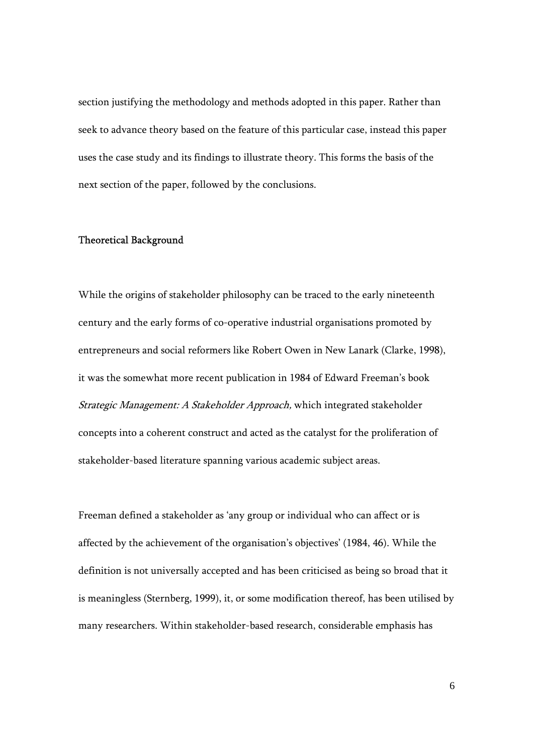section justifying the methodology and methods adopted in this paper. Rather than seek to advance theory based on the feature of this particular case, instead this paper uses the case study and its findings to illustrate theory. This forms the basis of the next section of the paper, followed by the conclusions.

## Theoretical Background

While the origins of stakeholder philosophy can be traced to the early nineteenth century and the early forms of co-operative industrial organisations promoted by entrepreneurs and social reformers like Robert Owen in New Lanark (Clarke, 1998), it was the somewhat more recent publication in 1984 of Edward Freeman's book *Strategic Management: A Stakeholder Approach,* which integrated stakeholder concepts into a coherent construct and acted as the catalyst for the proliferation of stakeholder-based literature spanning various academic subject areas.

Freeman defined a stakeholder as 'any group or individual who can affect or is affected by the achievement of the organisation's objectives' (1984, 46). While the definition is not universally accepted and has been criticised as being so broad that it is meaningless (Sternberg, 1999), it, or some modification thereof, has been utilised by many researchers. Within stakeholder-based research, considerable emphasis has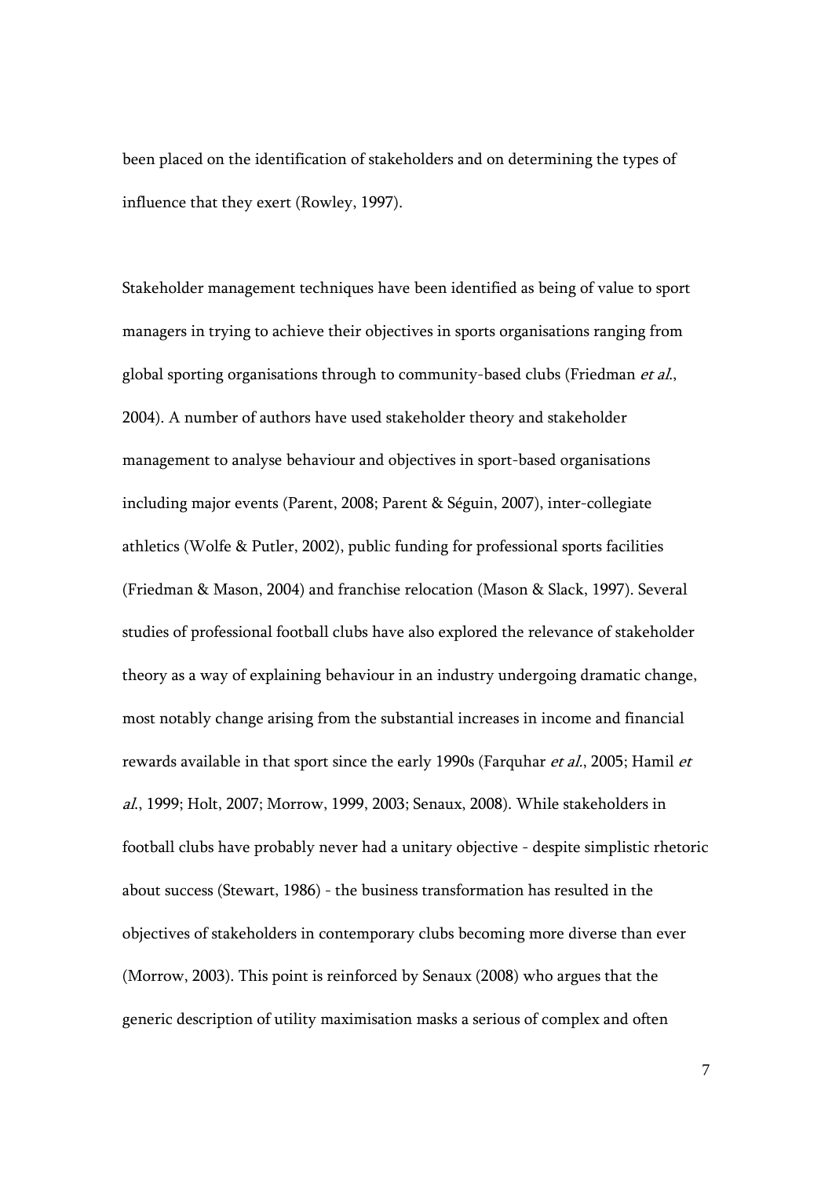been placed on the identification of stakeholders and on determining the types of influence that they exert (Rowley, 1997).

Stakeholder management techniques have been identified as being of value to sport managers in trying to achieve their objectives in sports organisations ranging from global sporting organisations through to community-based clubs (Friedman *et al.*, 2004). A number of authors have used stakeholder theory and stakeholder management to analyse behaviour and objectives in sport-based organisations including major events (Parent, 2008; Parent & Séguin, 2007), inter-collegiate athletics (Wolfe & Putler, 2002), public funding for professional sports facilities (Friedman & Mason, 2004) and franchise relocation (Mason & Slack, 1997). Several studies of professional football clubs have also explored the relevance of stakeholder theory as a way of explaining behaviour in an industry undergoing dramatic change, most notably change arising from the substantial increases in income and financial rewards available in that sport since the early 1990s (Farquhar *et al.*, 2005; Hamil *et al.*, 1999; Holt, 2007; Morrow, 1999, 2003; Senaux, 2008). While stakeholders in football clubs have probably never had a unitary objective - despite simplistic rhetoric about success (Stewart, 1986) - the business transformation has resulted in the objectives of stakeholders in contemporary clubs becoming more diverse than ever (Morrow, 2003). This point is reinforced by Senaux (2008) who argues that the generic description of utility maximisation masks a serious of complex and often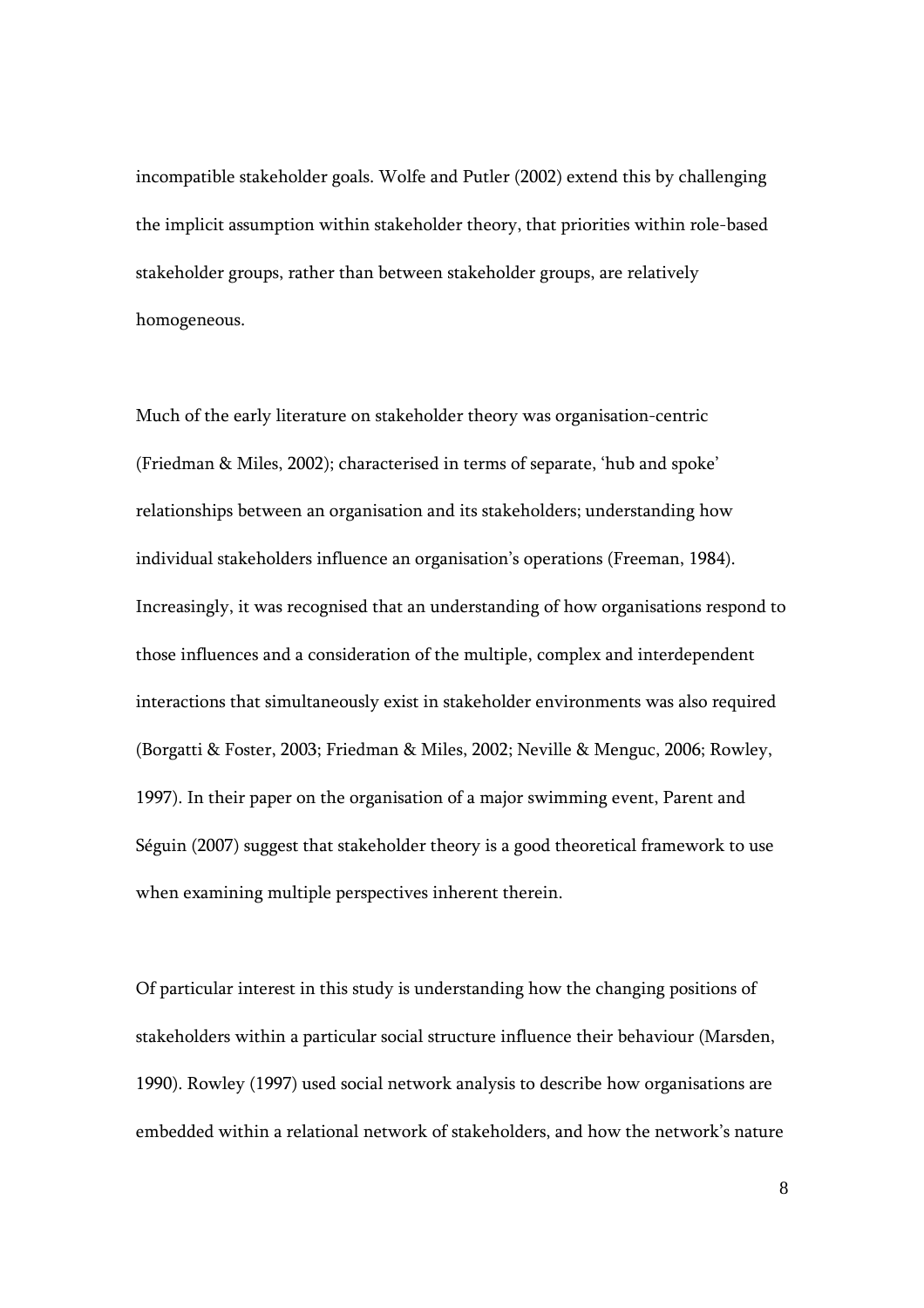incompatible stakeholder goals. Wolfe and Putler (2002) extend this by challenging the implicit assumption within stakeholder theory, that priorities within role-based stakeholder groups, rather than between stakeholder groups, are relatively homogeneous.

Much of the early literature on stakeholder theory was organisation-centric (Friedman & Miles, 2002); characterised in terms of separate, 'hub and spoke' relationships between an organisation and its stakeholders; understanding how individual stakeholders influence an organisation's operations (Freeman, 1984). Increasingly, it was recognised that an understanding of how organisations respond to those influences and a consideration of the multiple, complex and interdependent interactions that simultaneously exist in stakeholder environments was also required (Borgatti & Foster, 2003; Friedman & Miles, 2002; Neville & Menguc, 2006; Rowley, 1997). In their paper on the organisation of a major swimming event, Parent and Séguin (2007) suggest that stakeholder theory is a good theoretical framework to use when examining multiple perspectives inherent therein.

Of particular interest in this study is understanding how the changing positions of stakeholders within a particular social structure influence their behaviour (Marsden, 1990). Rowley (1997) used social network analysis to describe how organisations are embedded within a relational network of stakeholders, and how the network's nature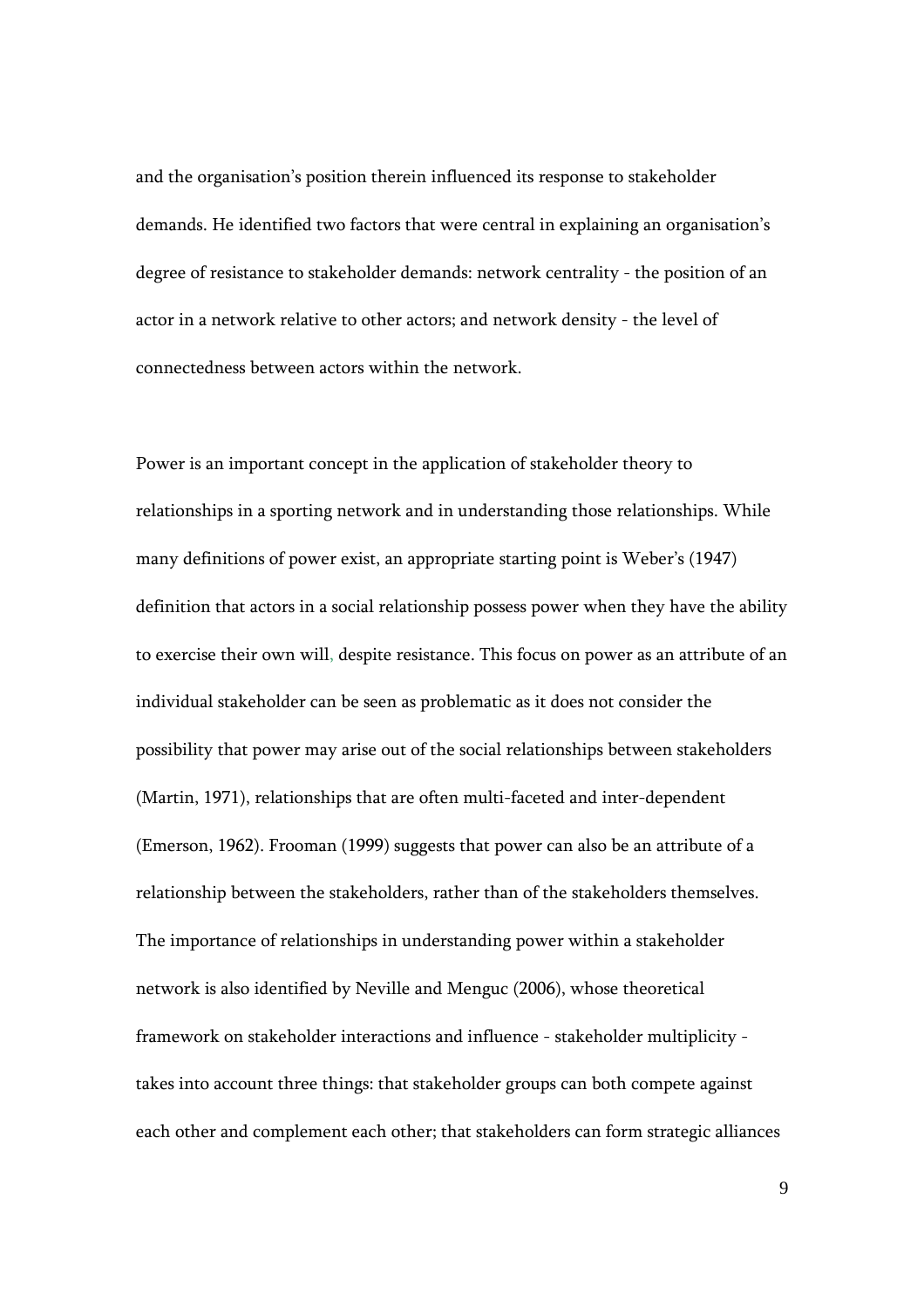and the organisation's position therein influenced its response to stakeholder demands. He identified two factors that were central in explaining an organisation's degree of resistance to stakeholder demands: network centrality - the position of an actor in a network relative to other actors; and network density - the level of connectedness between actors within the network.

Power is an important concept in the application of stakeholder theory to relationships in a sporting network and in understanding those relationships. While many definitions of power exist, an appropriate starting point is Weber's (1947) definition that actors in a social relationship possess power when they have the ability to exercise their own will, despite resistance. This focus on power as an attribute of an individual stakeholder can be seen as problematic as it does not consider the possibility that power may arise out of the social relationships between stakeholders (Martin, 1971), relationships that are often multi-faceted and inter-dependent (Emerson, 1962). Frooman (1999) suggests that power can also be an attribute of a relationship between the stakeholders, rather than of the stakeholders themselves. The importance of relationships in understanding power within a stakeholder network is also identified by Neville and Menguc (2006), whose theoretical framework on stakeholder interactions and influence - stakeholder multiplicity - takes into account three things: that stakeholder groups can both compete against each other and complement each other; that stakeholders can form strategic alliances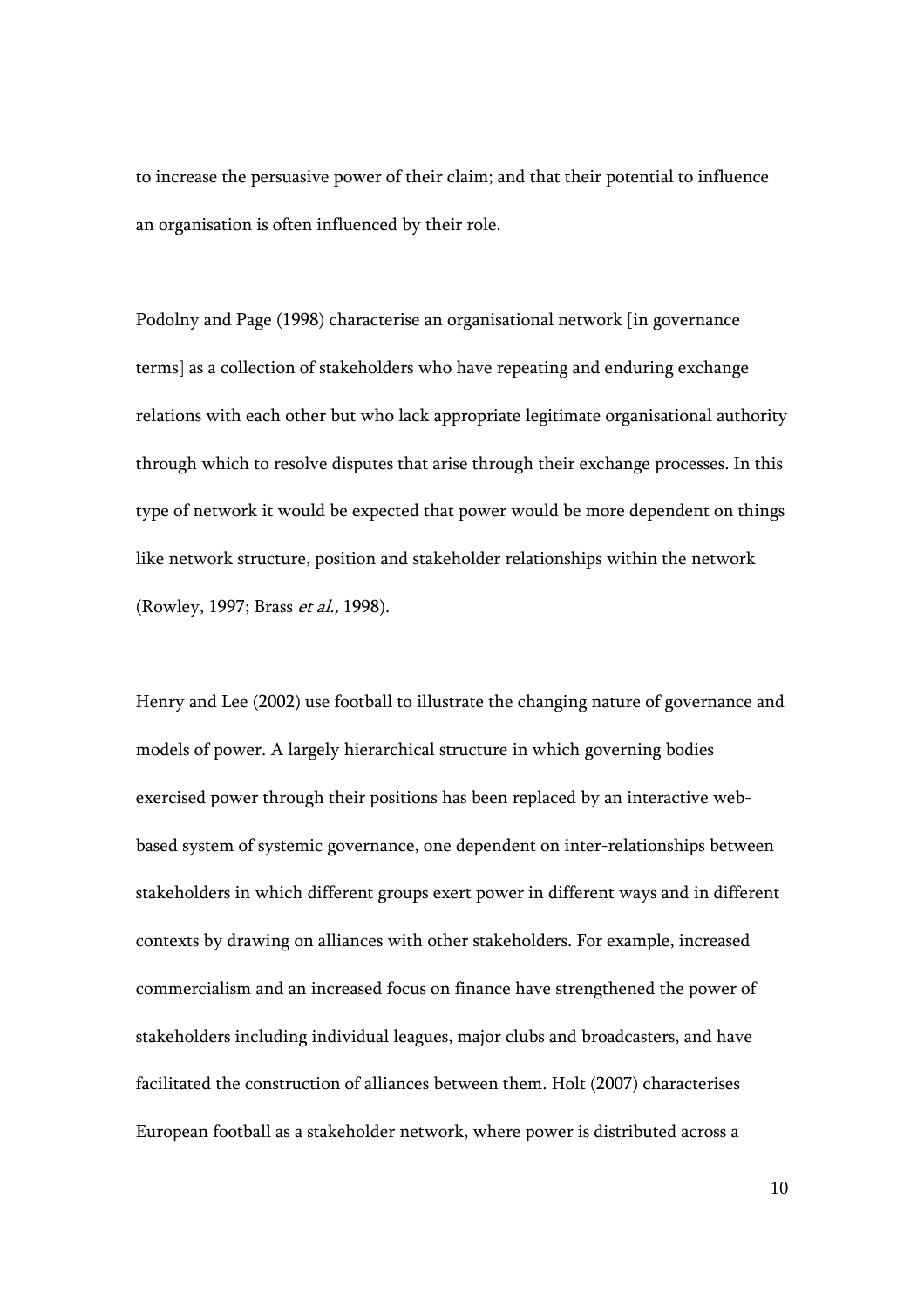to increase the persuasive power of their claim; and that their potential to influence an organisation is often influenced by their role.

Podolny and Page (1998) characterise an organisational network [in governance terms] as a collection of stakeholders who have repeating and enduring exchange relations with each other but who lack appropriate legitimate organisational authority through which to resolve disputes that arise through their exchange processes. In this type of network it would be expected that power would be more dependent on things like network structure, position and stakeholder relationships within the network (Rowley, 1997; Brass *et al.,* 1998).

Henry and Lee (2002) use football to illustrate the changing nature of governance and models of power. A largely hierarchical structure in which governing bodies exercised power through their positions has been replaced by an interactive web-based system of systemic governance, one dependent on inter-relationships between stakeholders in which different groups exert power in different ways and in different contexts by drawing on alliances with other stakeholders. For example, increased commercialism and an increased focus on finance have strengthened the power of stakeholders including individual leagues, major clubs and broadcasters, and have facilitated the construction of alliances between them. Holt (2007) characterises European football as a stakeholder network, where power is distributed across a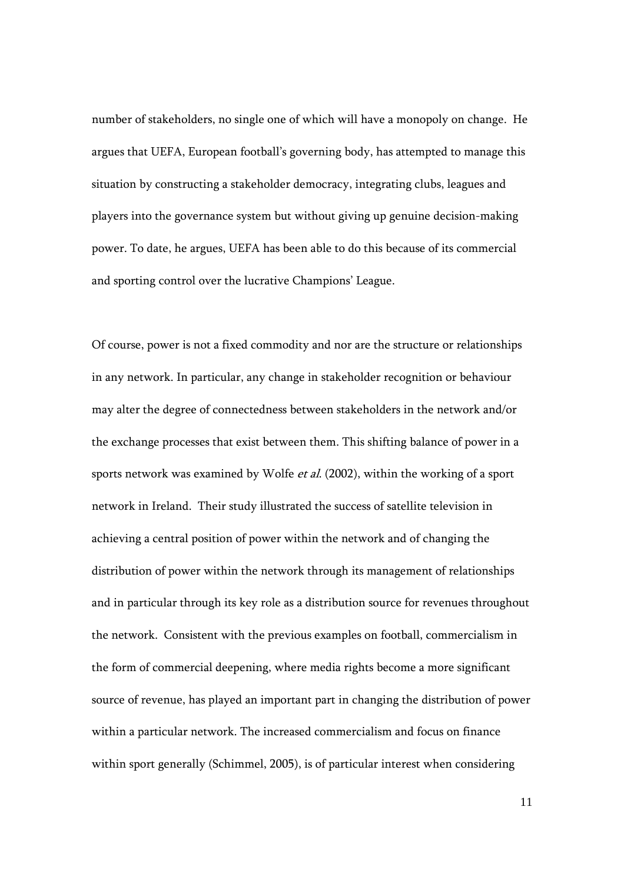number of stakeholders, no single one of which will have a monopoly on change. He argues that UEFA, European football's governing body, has attempted to manage this situation by constructing a stakeholder democracy, integrating clubs, leagues and players into the governance system but without giving up genuine decision-making power. To date, he argues, UEFA has been able to do this because of its commercial and sporting control over the lucrative Champions' League.

Of course, power is not a fixed commodity and nor are the structure or relationships in any network. In particular, any change in stakeholder recognition or behaviour may alter the degree of connectedness between stakeholders in the network and/or the exchange processes that exist between them. This shifting balance of power in a sports network was examined by Wolfe *et al.* (2002), within the working of a sport network in Ireland. Their study illustrated the success of satellite television in achieving a central position of power within the network and of changing the distribution of power within the network through its management of relationships and in particular through its key role as a distribution source for revenues throughout the network. Consistent with the previous examples on football, commercialism in the form of commercial deepening, where media rights become a more significant source of revenue, has played an important part in changing the distribution of power within a particular network. The increased commercialism and focus on finance within sport generally (Schimmel, 2005), is of particular interest when considering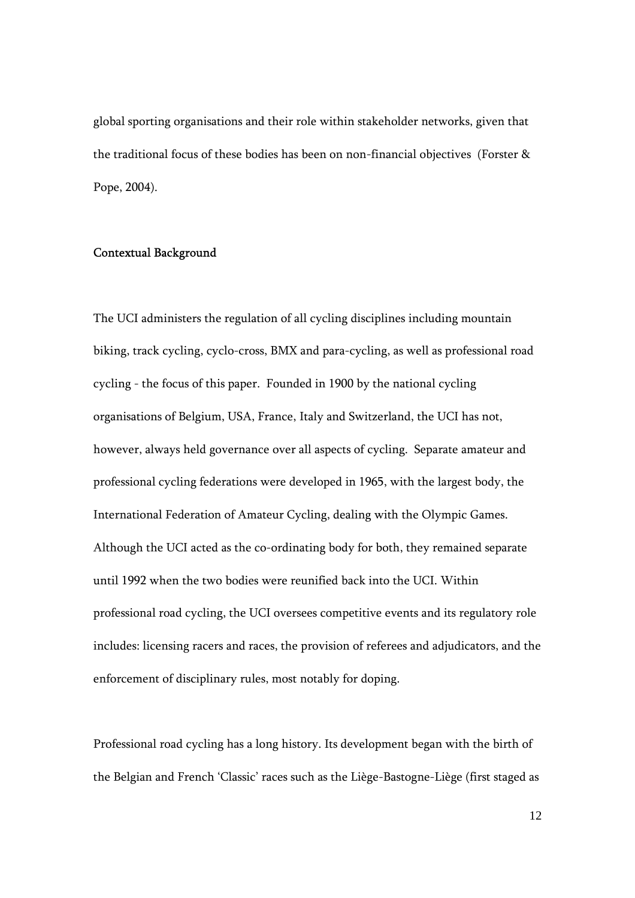global sporting organisations and their role within stakeholder networks, given that the traditional focus of these bodies has been on non-financial objectives (Forster & Pope, 2004).

## Contextual Background

The UCI administers the regulation of all cycling disciplines including mountain biking, track cycling, cyclo-cross, BMX and para-cycling, as well as professional road cycling - the focus of this paper. Founded in 1900 by the national cycling organisations of Belgium, USA, France, Italy and Switzerland, the UCI has not, however, always held governance over all aspects of cycling. Separate amateur and professional cycling federations were developed in 1965, with the largest body, the International Federation of Amateur Cycling, dealing with the Olympic Games. Although the UCI acted as the co-ordinating body for both, they remained separate until 1992 when the two bodies were reunified back into the UCI. Within professional road cycling, the UCI oversees competitive events and its regulatory role includes: licensing racers and races, the provision of referees and adjudicators, and the enforcement of disciplinary rules, most notably for doping.

Professional road cycling has a long history. Its development began with the birth of the Belgian and French 'Classic' races such as the Liège-Bastogne-Liège (first staged as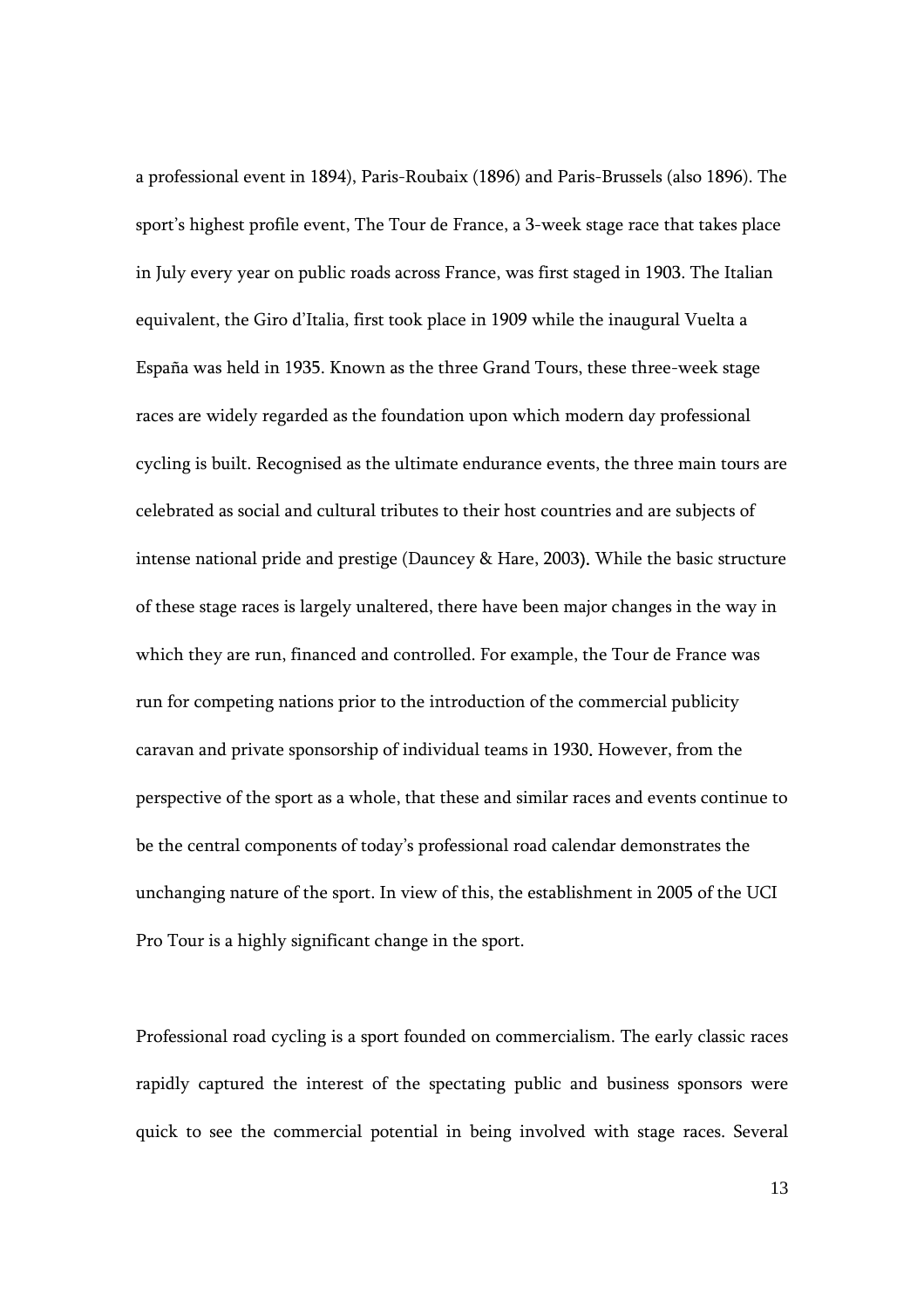a professional event in 1894), Paris-Roubaix (1896) and Paris-Brussels (also 1896). The sport's highest profile event, The Tour de France, a 3-week stage race that takes place in July every year on public roads across France, was first staged in 1903. The Italian equivalent, the Giro d'Italia, first took place in 1909 while the inaugural Vuelta a España was held in 1935. Known as the three Grand Tours, these three-week stage races are widely regarded as the foundation upon which modern day professional cycling is built. Recognised as the ultimate endurance events, the three main tours are celebrated as social and cultural tributes to their host countries and are subjects of intense national pride and prestige (Dauncey & Hare, 2003). While the basic structure of these stage races is largely unaltered, there have been major changes in the way in which they are run, financed and controlled. For example, the Tour de France was run for competing nations prior to the introduction of the commercial publicity caravan and private sponsorship of individual teams in 1930. However, from the perspective of the sport as a whole, that these and similar races and events continue to be the central components of today's professional road calendar demonstrates the unchanging nature of the sport. In view of this, the establishment in 2005 of the UCI Pro Tour is a highly significant change in the sport.

Professional road cycling is a sport founded on commercialism. The early classic races rapidly captured the interest of the spectating public and business sponsors were quick to see the commercial potential in being involved with stage races. Several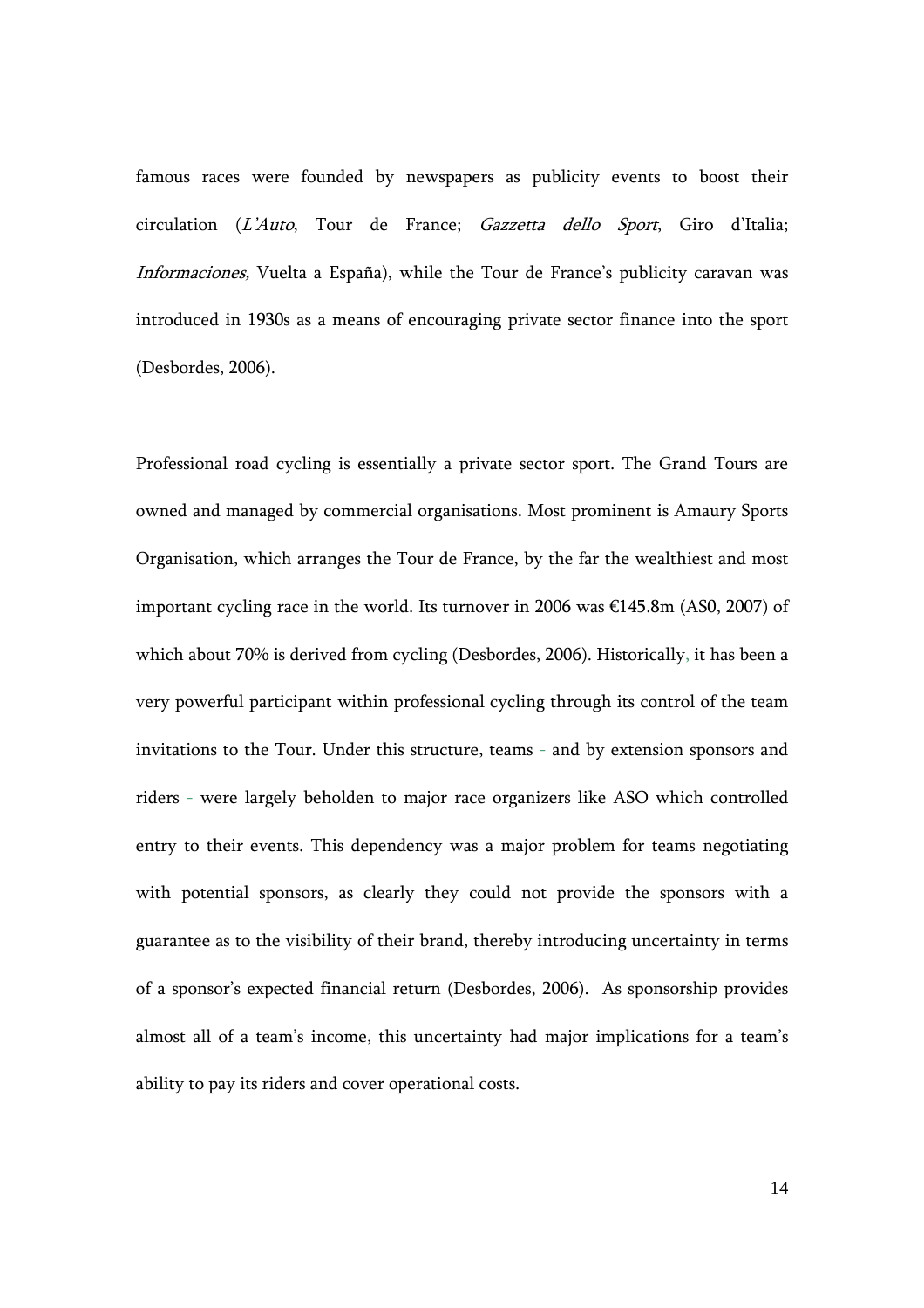famous races were founded by newspapers as publicity events to boost their circulation (*L'Auto*, Tour de France; *Gazzetta dello Sport*, Giro d'Italia; *Informaciones,* Vuelta a España), while the Tour de France's publicity caravan was introduced in 1930s as a means of encouraging private sector finance into the sport (Desbordes, 2006).

Professional road cycling is essentially a private sector sport. The Grand Tours are owned and managed by commercial organisations. Most prominent is Amaury Sports Organisation, which arranges the Tour de France, by the far the wealthiest and most important cycling race in the world. Its turnover in 2006 was €145.8m (AS0, 2007) of which about 70% is derived from cycling (Desbordes, 2006). Historically, it has been a very powerful participant within professional cycling through its control of the team invitations to the Tour. Under this structure, teams - and by extension sponsors and riders - were largely beholden to major race organizers like ASO which controlled entry to their events. This dependency was a major problem for teams negotiating with potential sponsors, as clearly they could not provide the sponsors with a guarantee as to the visibility of their brand, thereby introducing uncertainty in terms of a sponsor's expected financial return (Desbordes, 2006). As sponsorship provides almost all of a team's income, this uncertainty had major implications for a team's ability to pay its riders and cover operational costs.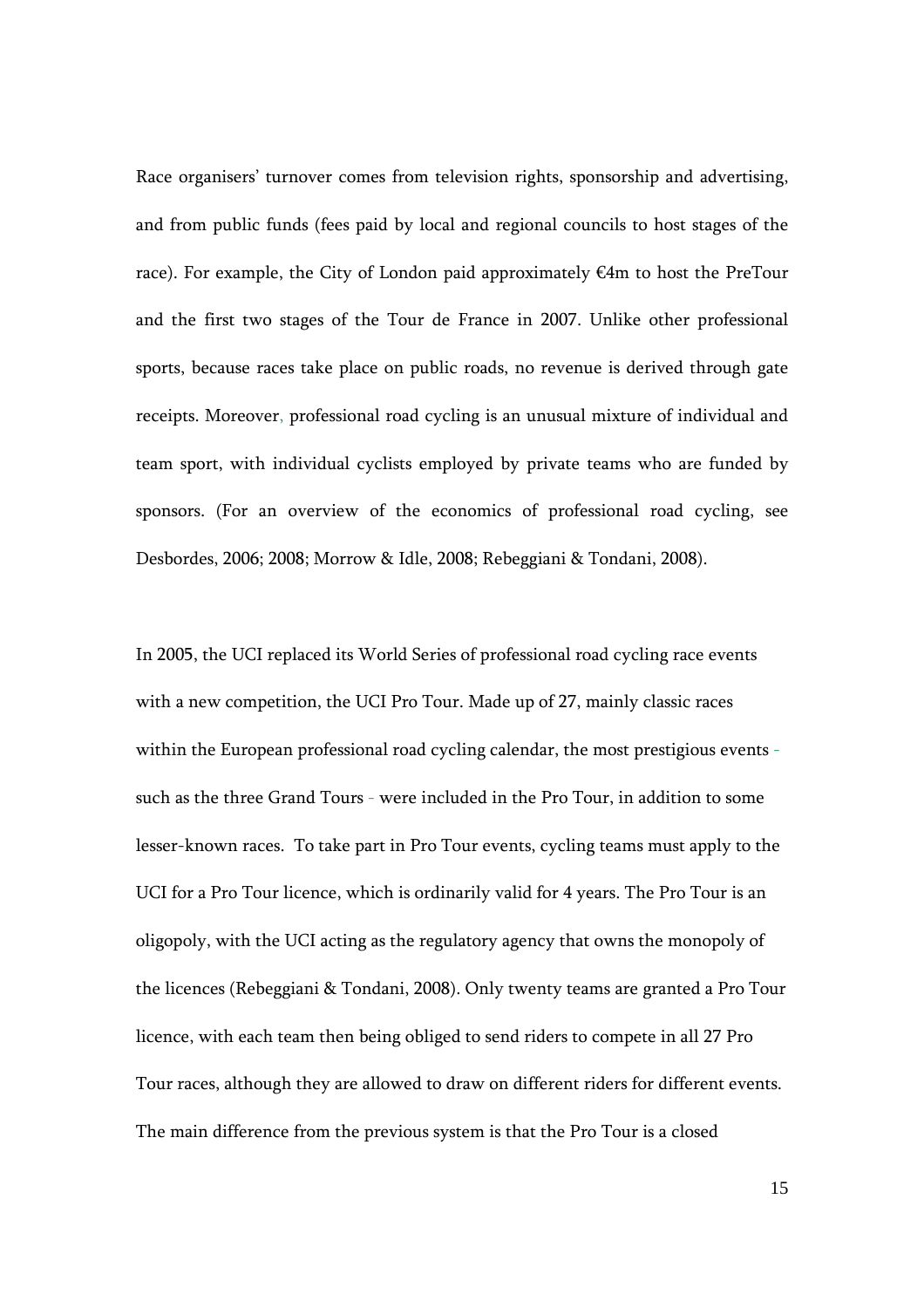Race organisers' turnover comes from television rights, sponsorship and advertising, and from public funds (fees paid by local and regional councils to host stages of the race). For example, the City of London paid approximately €4m to host the PreTour and the first two stages of the Tour de France in 2007. Unlike other professional sports, because races take place on public roads, no revenue is derived through gate receipts. Moreover, professional road cycling is an unusual mixture of individual and team sport, with individual cyclists employed by private teams who are funded by sponsors. (For an overview of the economics of professional road cycling, see Desbordes, 2006; 2008; Morrow & Idle, 2008; Rebeggiani & Tondani, 2008).

In 2005, the UCI replaced its World Series of professional road cycling race events with a new competition, the UCI Pro Tour. Made up of 27, mainly classic races within the European professional road cycling calendar, the most prestigious events - such as the three Grand Tours - were included in the Pro Tour, in addition to some lesser-known races. To take part in Pro Tour events, cycling teams must apply to the UCI for a Pro Tour licence, which is ordinarily valid for 4 years. The Pro Tour is an oligopoly, with the UCI acting as the regulatory agency that owns the monopoly of the licences (Rebeggiani & Tondani, 2008). Only twenty teams are granted a Pro Tour licence, with each team then being obliged to send riders to compete in all 27 Pro Tour races, although they are allowed to draw on different riders for different events. The main difference from the previous system is that the Pro Tour is a closed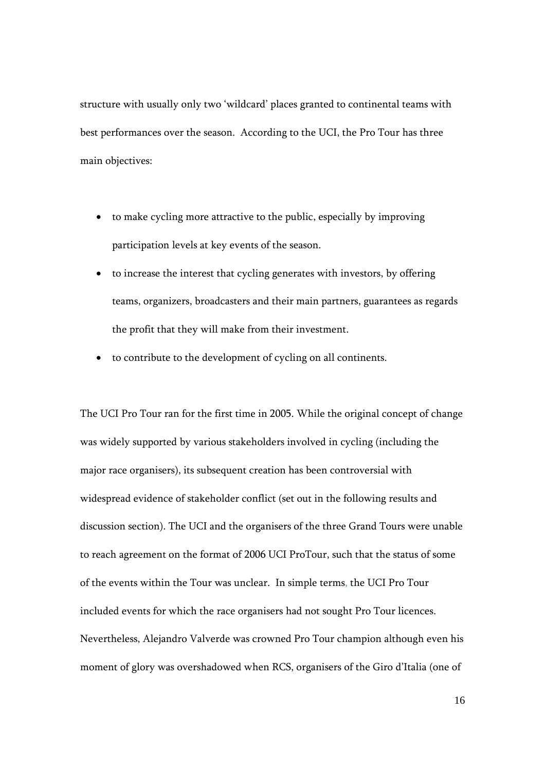structure with usually only two 'wildcard' places granted to continental teams with best performances over the season. According to the UCI, the Pro Tour has three main objectives:

- to make cycling more attractive to the public, especially by improving participation levels at key events of the season.
- to increase the interest that cycling generates with investors, by offering teams, organizers, broadcasters and their main partners, guarantees as regards the profit that they will make from their investment.
- to contribute to the development of cycling on all continents.

The UCI Pro Tour ran for the first time in 2005. While the original concept of change was widely supported by various stakeholders involved in cycling (including the major race organisers), its subsequent creation has been controversial with widespread evidence of stakeholder conflict (set out in the following results and discussion section). The UCI and the organisers of the three Grand Tours were unable to reach agreement on the format of 2006 UCI ProTour, such that the status of some of the events within the Tour was unclear. In simple terms, the UCI Pro Tour included events for which the race organisers had not sought Pro Tour licences. Nevertheless, Alejandro Valverde was crowned Pro Tour champion although even his moment of glory was overshadowed when RCS, organisers of the Giro d'Italia (one of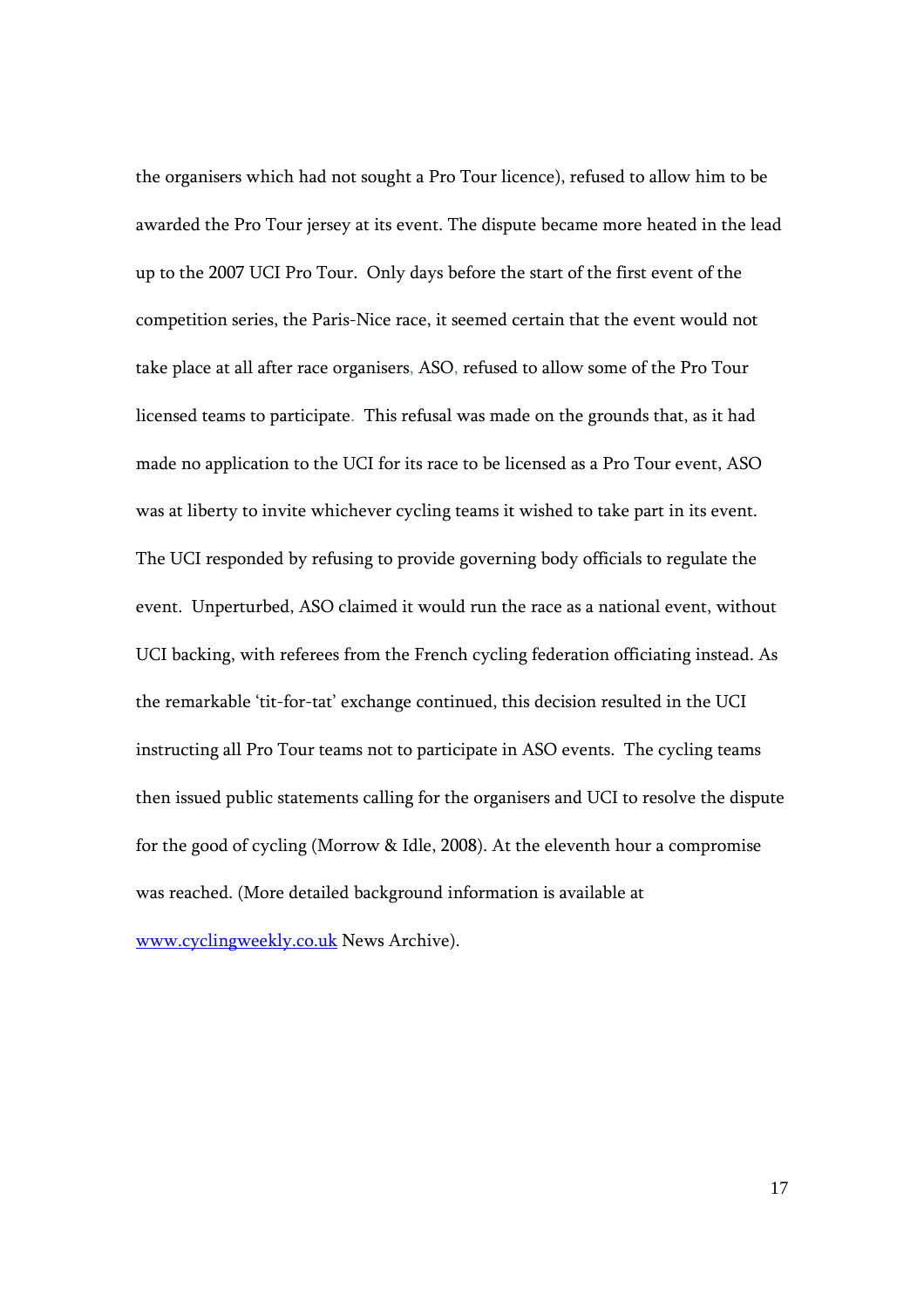the organisers which had not sought a Pro Tour licence), refused to allow him to be awarded the Pro Tour jersey at its event. The dispute became more heated in the lead up to the 2007 UCI Pro Tour. Only days before the start of the first event of the competition series, the Paris-Nice race, it seemed certain that the event would not take place at all after race organisers, ASO, refused to allow some of the Pro Tour licensed teams to participate. This refusal was made on the grounds that, as it had made no application to the UCI for its race to be licensed as a Pro Tour event, ASO was at liberty to invite whichever cycling teams it wished to take part in its event. The UCI responded by refusing to provide governing body officials to regulate the event. Unperturbed, ASO claimed it would run the race as a national event, without UCI backing, with referees from the French cycling federation officiating instead. As the remarkable 'tit-for-tat' exchange continued, this decision resulted in the UCI instructing all Pro Tour teams not to participate in ASO events. The cycling teams then issued public statements calling for the organisers and UCI to resolve the dispute for the good of cycling (Morrow & Idle, 2008). At the eleventh hour a compromise was reached. (More detailed background information is available at [www.cyclingweekly.co.uk](http://www.cyclingweekly.co.uk) News Archive).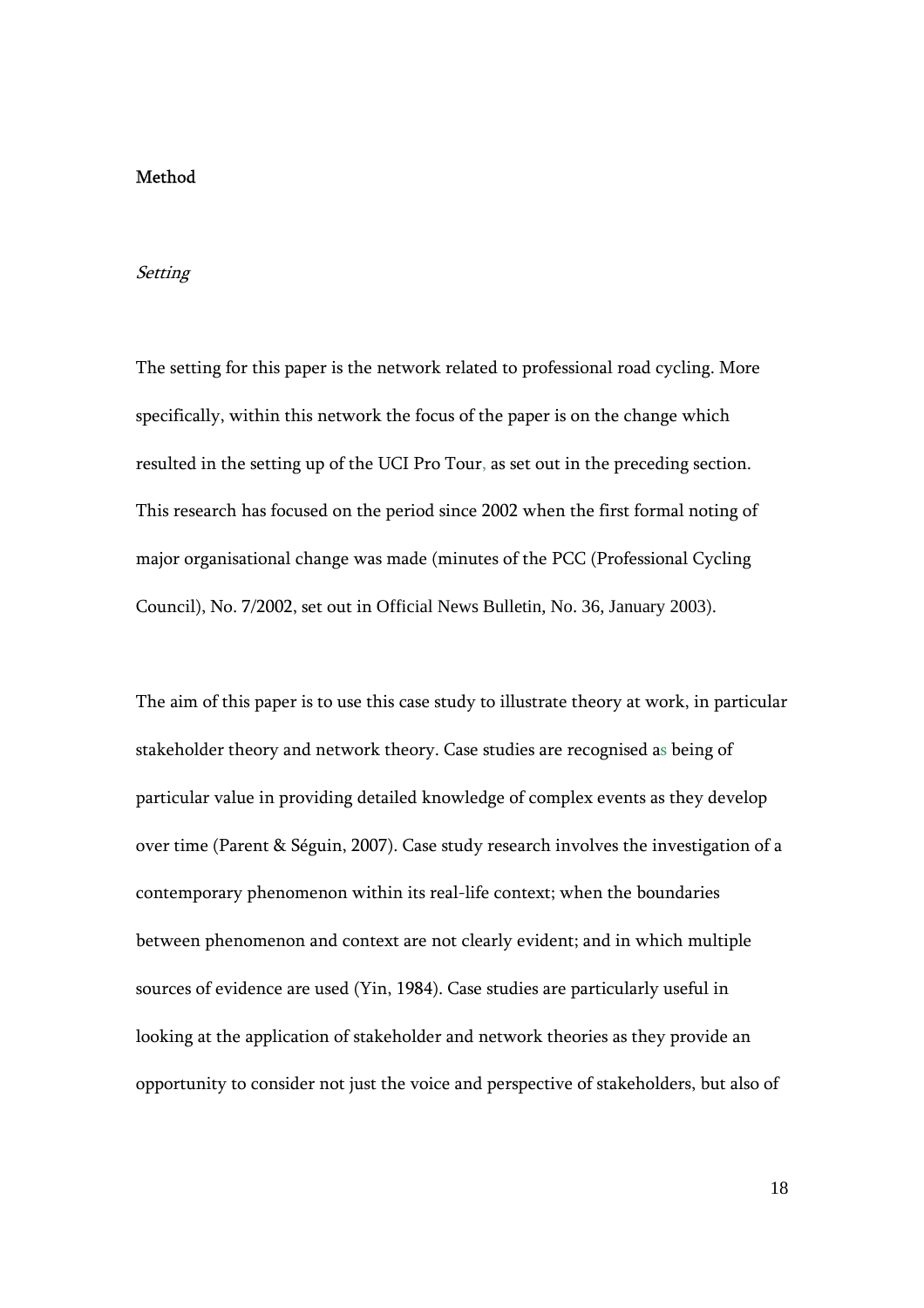## Method

### *Setting*

The setting for this paper is the network related to professional road cycling. More specifically, within this network the focus of the paper is on the change which resulted in the setting up of the UCI Pro Tour, as set out in the preceding section. This research has focused on the period since 2002 when the first formal noting of major organisational change was made (minutes of the PCC (Professional Cycling Council), No. 7/2002, set out in Official News Bulletin, No. 36, January 2003).

The aim of this paper is to use this case study to illustrate theory at work, in particular stakeholder theory and network theory. Case studies are recognised as being of particular value in providing detailed knowledge of complex events as they develop over time (Parent & Séguin, 2007). Case study research involves the investigation of a contemporary phenomenon within its real-life context; when the boundaries between phenomenon and context are not clearly evident; and in which multiple sources of evidence are used (Yin, 1984). Case studies are particularly useful in looking at the application of stakeholder and network theories as they provide an opportunity to consider not just the voice and perspective of stakeholders, but also of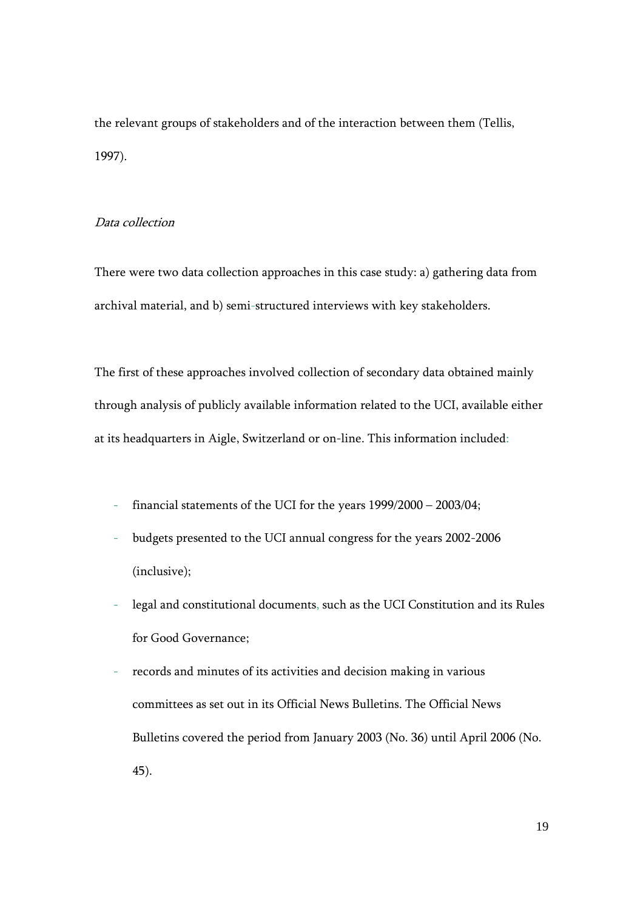the relevant groups of stakeholders and of the interaction between them (Tellis, 1997).

*Data collection*

There were two data collection approaches in this case study: a) gathering data from archival material, and b) semi-structured interviews with key stakeholders.

The first of these approaches involved collection of secondary data obtained mainly through analysis of publicly available information related to the UCI, available either at its headquarters in Aigle, Switzerland or on-line. This information included:

- financial statements of the UCI for the years 1999/2000 – 2003/04;
- budgets presented to the UCI annual congress for the years 2002-2006 (inclusive);
- legal and constitutional documents, such as the UCI Constitution and its Rules for Good Governance;
- records and minutes of its activities and decision making in various committees as set out in its Official News Bulletins. The Official News Bulletins covered the period from January 2003 (No. 36) until April 2006 (No. 45).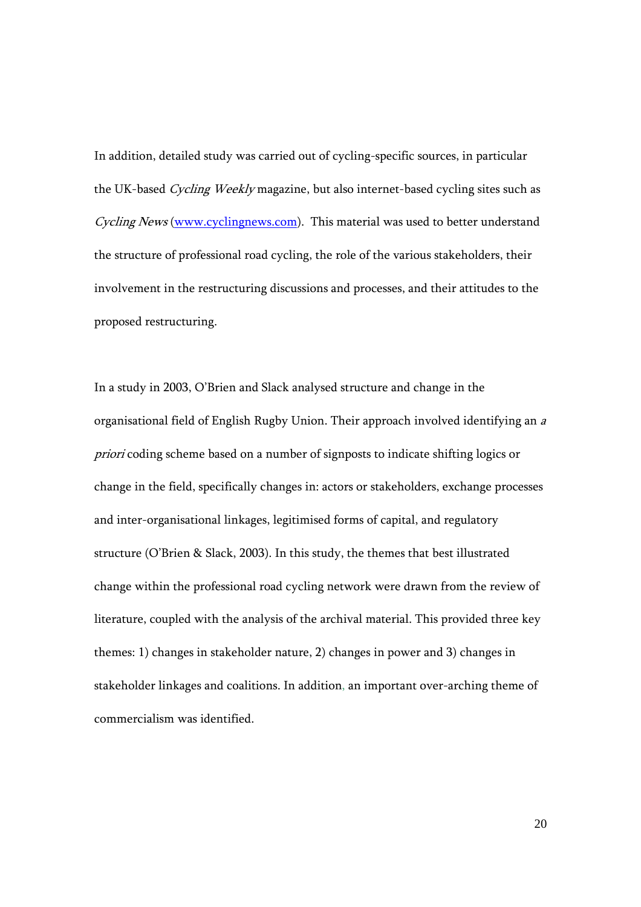In addition, detailed study was carried out of cycling-specific sources, in particular the UK-based *Cycling Weekly* magazine, but also internet-based cycling sites such as *Cycling News* (www.cyclingnews.com). This material was used to better understand the structure of professional road cycling, the role of the various stakeholders, their involvement in the restructuring discussions and processes, and their attitudes to the proposed restructuring.

In a study in 2003, O'Brien and Slack analysed structure and change in the organisational field of English Rugby Union. Their approach involved identifying an *a priori* coding scheme based on a number of signposts to indicate shifting logics or change in the field, specifically changes in: actors or stakeholders, exchange processes and inter-organisational linkages, legitimised forms of capital, and regulatory structure (O'Brien & Slack, 2003). In this study, the themes that best illustrated change within the professional road cycling network were drawn from the review of literature, coupled with the analysis of the archival material. This provided three key themes: 1) changes in stakeholder nature, 2) changes in power and 3) changes in stakeholder linkages and coalitions. In addition, an important over-arching theme of commercialism was identified.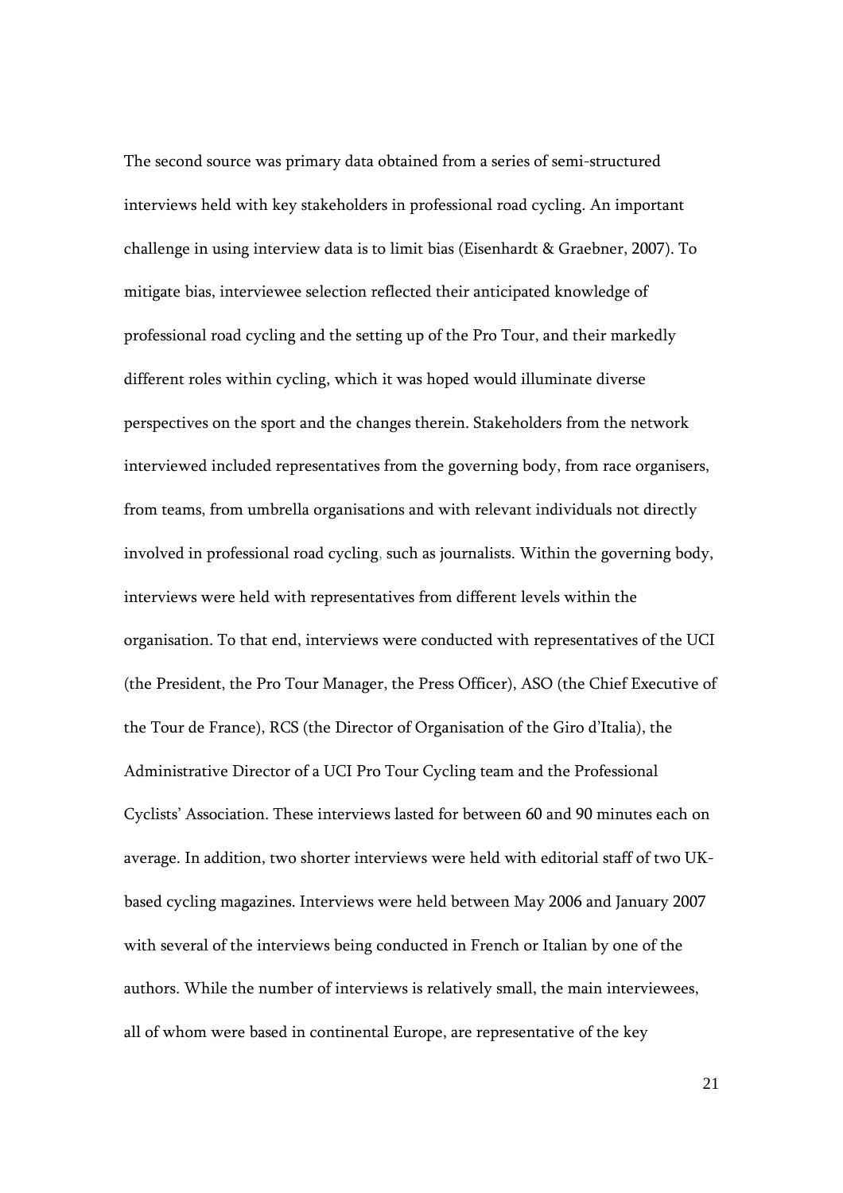The second source was primary data obtained from a series of semi-structured interviews held with key stakeholders in professional road cycling. An important challenge in using interview data is to limit bias (Eisenhardt & Graebner, 2007). To mitigate bias, interviewee selection reflected their anticipated knowledge of professional road cycling and the setting up of the Pro Tour, and their markedly different roles within cycling, which it was hoped would illuminate diverse perspectives on the sport and the changes therein. Stakeholders from the network interviewed included representatives from the governing body, from race organisers, from teams, from umbrella organisations and with relevant individuals not directly involved in professional road cycling, such as journalists. Within the governing body, interviews were held with representatives from different levels within the organisation. To that end, interviews were conducted with representatives of the UCI (the President, the Pro Tour Manager, the Press Officer), ASO (the Chief Executive of the Tour de France), RCS (the Director of Organisation of the Giro d'Italia), the Administrative Director of a UCI Pro Tour Cycling team and the Professional Cyclists' Association. These interviews lasted for between 60 and 90 minutes each on average. In addition, two shorter interviews were held with editorial staff of two UK-based cycling magazines. Interviews were held between May 2006 and January 2007 with several of the interviews being conducted in French or Italian by one of the authors. While the number of interviews is relatively small, the main interviewees, all of whom were based in continental Europe, are representative of the key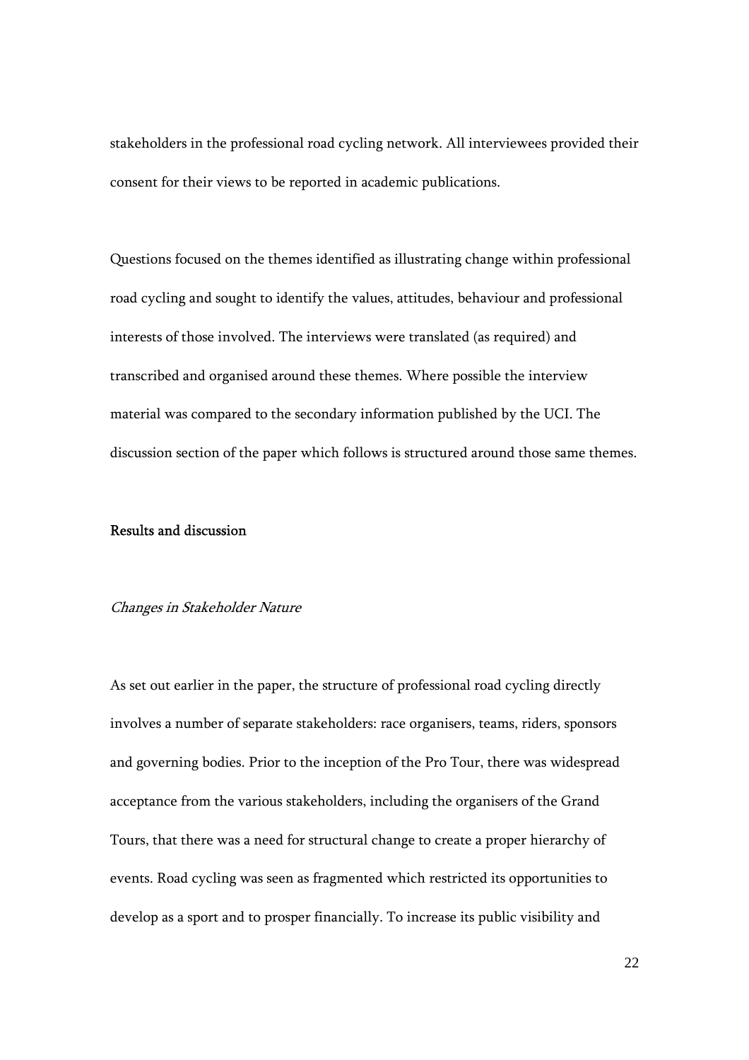stakeholders in the professional road cycling network. All interviewees provided their consent for their views to be reported in academic publications.

Questions focused on the themes identified as illustrating change within professional road cycling and sought to identify the values, attitudes, behaviour and professional interests of those involved. The interviews were translated (as required) and transcribed and organised around these themes. Where possible the interview material was compared to the secondary information published by the UCI. The discussion section of the paper which follows is structured around those same themes.

## Results and discussion

### *Changes in Stakeholder Nature*

As set out earlier in the paper, the structure of professional road cycling directly involves a number of separate stakeholders: race organisers, teams, riders, sponsors and governing bodies. Prior to the inception of the Pro Tour, there was widespread acceptance from the various stakeholders, including the organisers of the Grand Tours, that there was a need for structural change to create a proper hierarchy of events. Road cycling was seen as fragmented which restricted its opportunities to develop as a sport and to prosper financially. To increase its public visibility and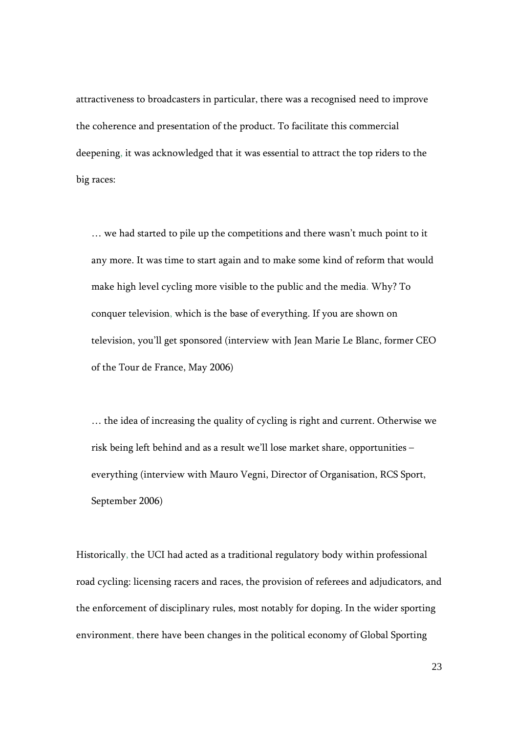attractiveness to broadcasters in particular, there was a recognised need to improve the coherence and presentation of the product. To facilitate this commercial deepening, it was acknowledged that it was essential to attract the top riders to the big races:

> … we had started to pile up the competitions and there wasn't much point to it any more. It was time to start again and to make some kind of reform that would make high level cycling more visible to the public and the media. Why? To conquer television, which is the base of everything. If you are shown on television, you'll get sponsored (interview with Jean Marie Le Blanc, former CEO of the Tour de France, May 2006)

> … the idea of increasing the quality of cycling is right and current. Otherwise we risk being left behind and as a result we'll lose market share, opportunities – everything (interview with Mauro Vegni, Director of Organisation, RCS Sport, September 2006)

Historically, the UCI had acted as a traditional regulatory body within professional road cycling: licensing racers and races, the provision of referees and adjudicators, and the enforcement of disciplinary rules, most notably for doping. In the wider sporting environment, there have been changes in the political economy of Global Sporting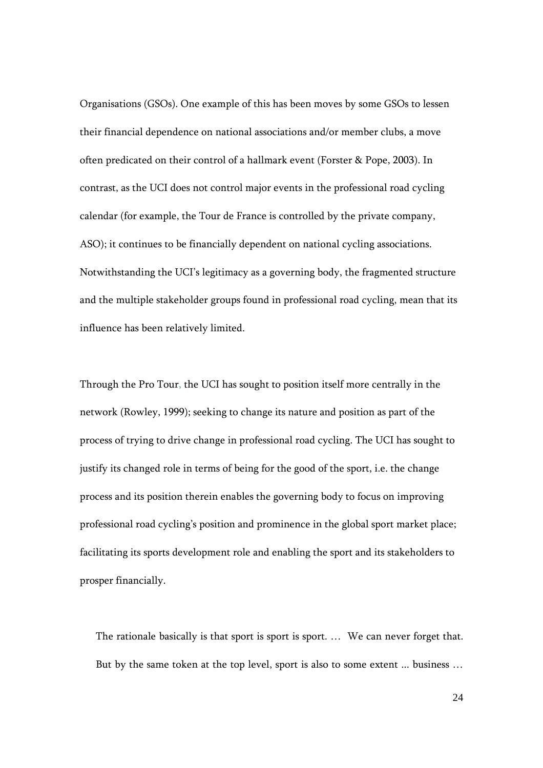Organisations (GSOs). One example of this has been moves by some GSOs to lessen their financial dependence on national associations and/or member clubs, a move often predicated on their control of a hallmark event (Forster & Pope, 2003). In contrast, as the UCI does not control major events in the professional road cycling calendar (for example, the Tour de France is controlled by the private company, ASO); it continues to be financially dependent on national cycling associations. Notwithstanding the UCI's legitimacy as a governing body, the fragmented structure and the multiple stakeholder groups found in professional road cycling, mean that its influence has been relatively limited.

Through the Pro Tour, the UCI has sought to position itself more centrally in the network (Rowley, 1999); seeking to change its nature and position as part of the process of trying to drive change in professional road cycling. The UCI has sought to justify its changed role in terms of being for the good of the sport, i.e. the change process and its position therein enables the governing body to focus on improving professional road cycling's position and prominence in the global sport market place; facilitating its sports development role and enabling the sport and its stakeholders to prosper financially.

> The rationale basically is that sport is sport is sport. … We can never forget that. But by the same token at the top level, sport is also to some extent ... business …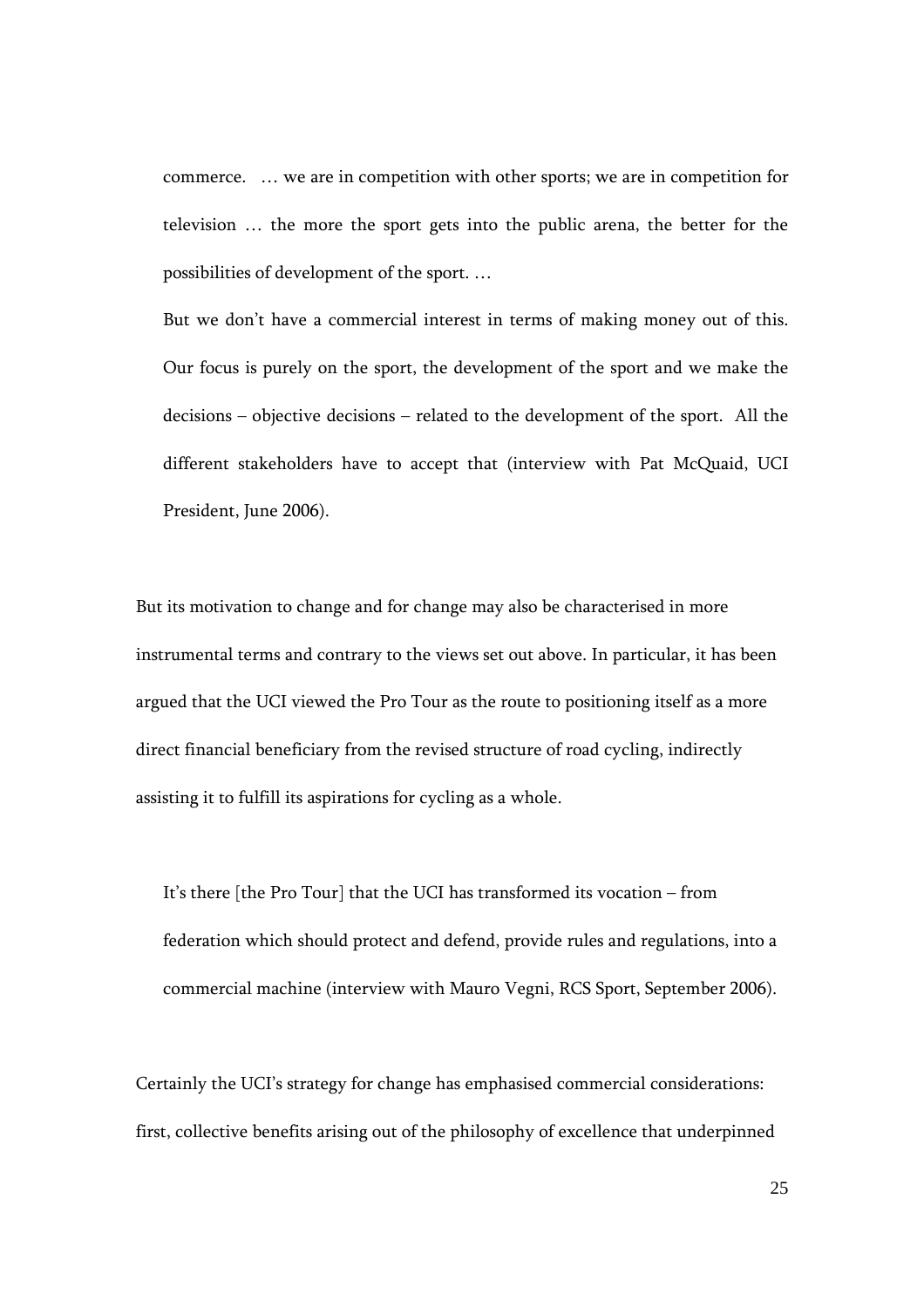> commerce. … we are in competition with other sports; we are in competition for television … the more the sport gets into the public arena, the better for the possibilities of development of the sport. …
>
> But we don't have a commercial interest in terms of making money out of this. Our focus is purely on the sport, the development of the sport and we make the decisions – objective decisions – related to the development of the sport. All the different stakeholders have to accept that (interview with Pat McQuaid, UCI President, June 2006).

But its motivation to change and for change may also be characterised in more instrumental terms and contrary to the views set out above. In particular, it has been argued that the UCI viewed the Pro Tour as the route to positioning itself as a more direct financial beneficiary from the revised structure of road cycling, indirectly assisting it to fulfill its aspirations for cycling as a whole.

> It's there [the Pro Tour] that the UCI has transformed its vocation – from federation which should protect and defend, provide rules and regulations, into a commercial machine (interview with Mauro Vegni, RCS Sport, September 2006).

Certainly the UCI's strategy for change has emphasised commercial considerations: first, collective benefits arising out of the philosophy of excellence that underpinned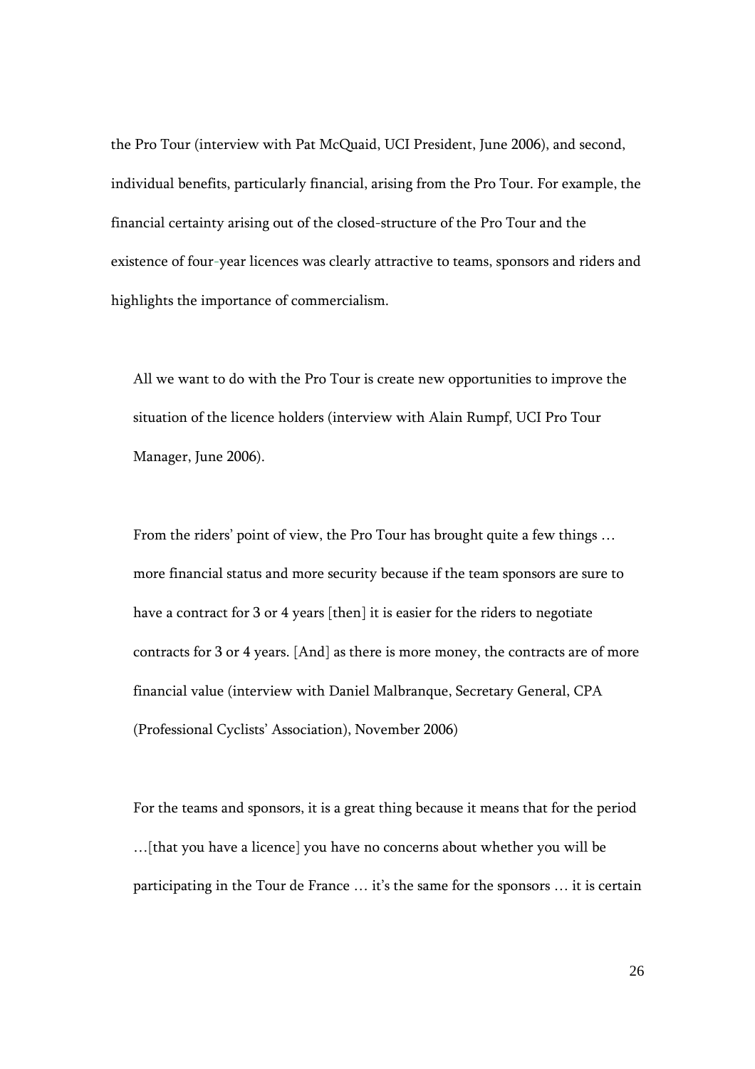the Pro Tour (interview with Pat McQuaid, UCI President, June 2006), and second, individual benefits, particularly financial, arising from the Pro Tour. For example, the financial certainty arising out of the closed-structure of the Pro Tour and the existence of four-year licences was clearly attractive to teams, sponsors and riders and highlights the importance of commercialism.

> All we want to do with the Pro Tour is create new opportunities to improve the situation of the licence holders (interview with Alain Rumpf, UCI Pro Tour Manager, June 2006).

> From the riders' point of view, the Pro Tour has brought quite a few things … more financial status and more security because if the team sponsors are sure to have a contract for 3 or 4 years [then] it is easier for the riders to negotiate contracts for 3 or 4 years. [And] as there is more money, the contracts are of more financial value (interview with Daniel Malbranque, Secretary General, CPA (Professional Cyclists' Association), November 2006)

> For the teams and sponsors, it is a great thing because it means that for the period …[that you have a licence] you have no concerns about whether you will be participating in the Tour de France … it's the same for the sponsors … it is certain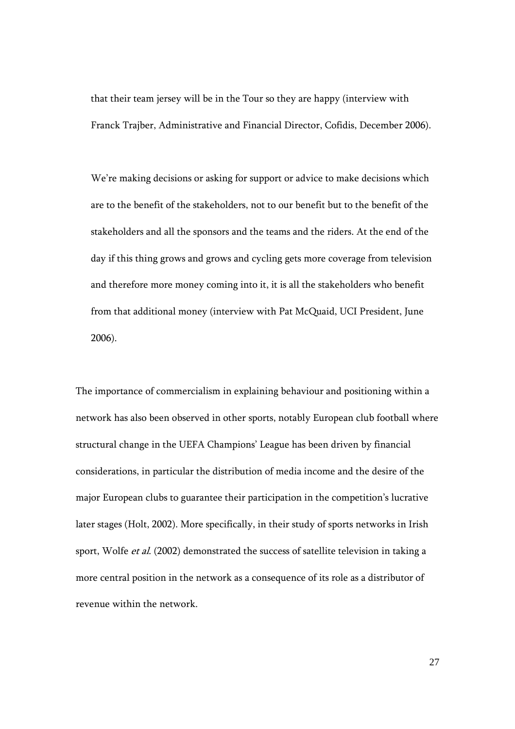> that their team jersey will be in the Tour so they are happy (interview with Franck Trajber, Administrative and Financial Director, Cofidis, December 2006).

> We're making decisions or asking for support or advice to make decisions which are to the benefit of the stakeholders, not to our benefit but to the benefit of the stakeholders and all the sponsors and the teams and the riders. At the end of the day if this thing grows and grows and cycling gets more coverage from television and therefore more money coming into it, it is all the stakeholders who benefit from that additional money (interview with Pat McQuaid, UCI President, June 2006).

The importance of commercialism in explaining behaviour and positioning within a network has also been observed in other sports, notably European club football where structural change in the UEFA Champions' League has been driven by financial considerations, in particular the distribution of media income and the desire of the major European clubs to guarantee their participation in the competition's lucrative later stages (Holt, 2002). More specifically, in their study of sports networks in Irish sport, Wolfe *et al.* (2002) demonstrated the success of satellite television in taking a more central position in the network as a consequence of its role as a distributor of revenue within the network.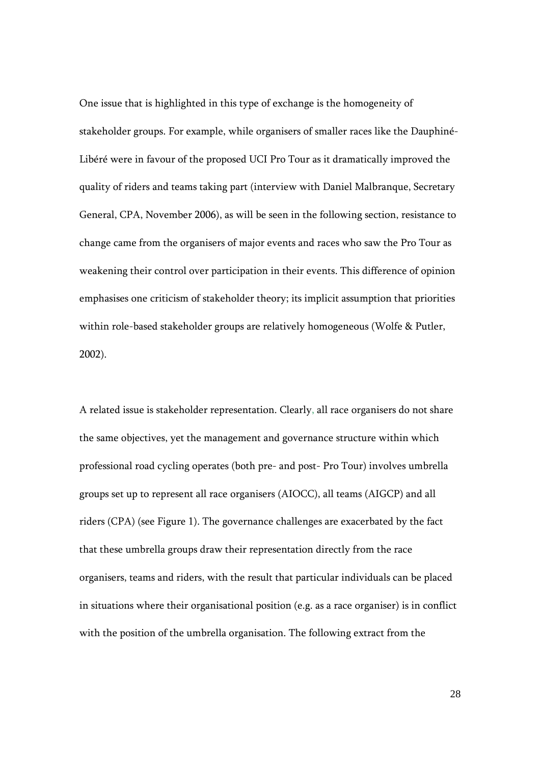One issue that is highlighted in this type of exchange is the homogeneity of stakeholder groups. For example, while organisers of smaller races like the Dauphiné-Libéré were in favour of the proposed UCI Pro Tour as it dramatically improved the quality of riders and teams taking part (interview with Daniel Malbranque, Secretary General, CPA, November 2006), as will be seen in the following section, resistance to change came from the organisers of major events and races who saw the Pro Tour as weakening their control over participation in their events. This difference of opinion emphasises one criticism of stakeholder theory; its implicit assumption that priorities within role-based stakeholder groups are relatively homogeneous (Wolfe & Putler, 2002).

A related issue is stakeholder representation. Clearly, all race organisers do not share the same objectives, yet the management and governance structure within which professional road cycling operates (both pre- and post- Pro Tour) involves umbrella groups set up to represent all race organisers (AIOCC), all teams (AIGCP) and all riders (CPA) (see Figure 1). The governance challenges are exacerbated by the fact that these umbrella groups draw their representation directly from the race organisers, teams and riders, with the result that particular individuals can be placed in situations where their organisational position (e.g. as a race organiser) is in conflict with the position of the umbrella organisation. The following extract from the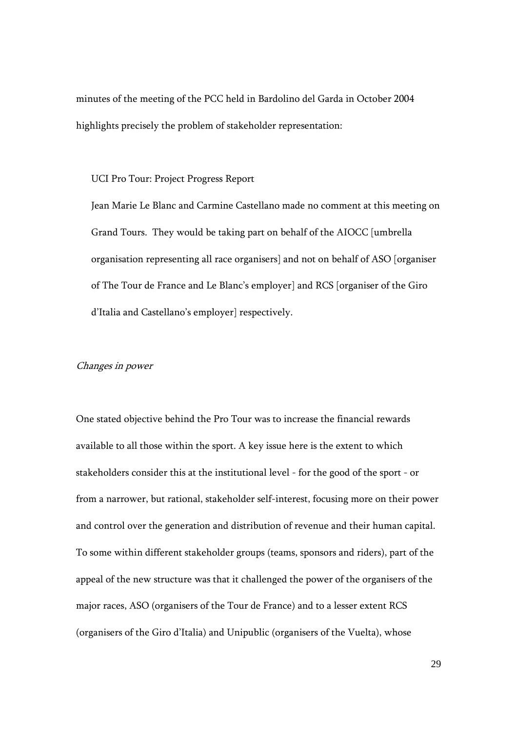minutes of the meeting of the PCC held in Bardolino del Garda in October 2004 highlights precisely the problem of stakeholder representation:

> UCI Pro Tour: Project Progress Report
>
> Jean Marie Le Blanc and Carmine Castellano made no comment at this meeting on Grand Tours. They would be taking part on behalf of the AIOCC [umbrella organisation representing all race organisers] and not on behalf of ASO [organiser of The Tour de France and Le Blanc's employer] and RCS [organiser of the Giro d'Italia and Castellano's employer] respectively.

*Changes in power*

One stated objective behind the Pro Tour was to increase the financial rewards available to all those within the sport. A key issue here is the extent to which stakeholders consider this at the institutional level - for the good of the sport - or from a narrower, but rational, stakeholder self-interest, focusing more on their power and control over the generation and distribution of revenue and their human capital. To some within different stakeholder groups (teams, sponsors and riders), part of the appeal of the new structure was that it challenged the power of the organisers of the major races, ASO (organisers of the Tour de France) and to a lesser extent RCS (organisers of the Giro d'Italia) and Unipublic (organisers of the Vuelta), whose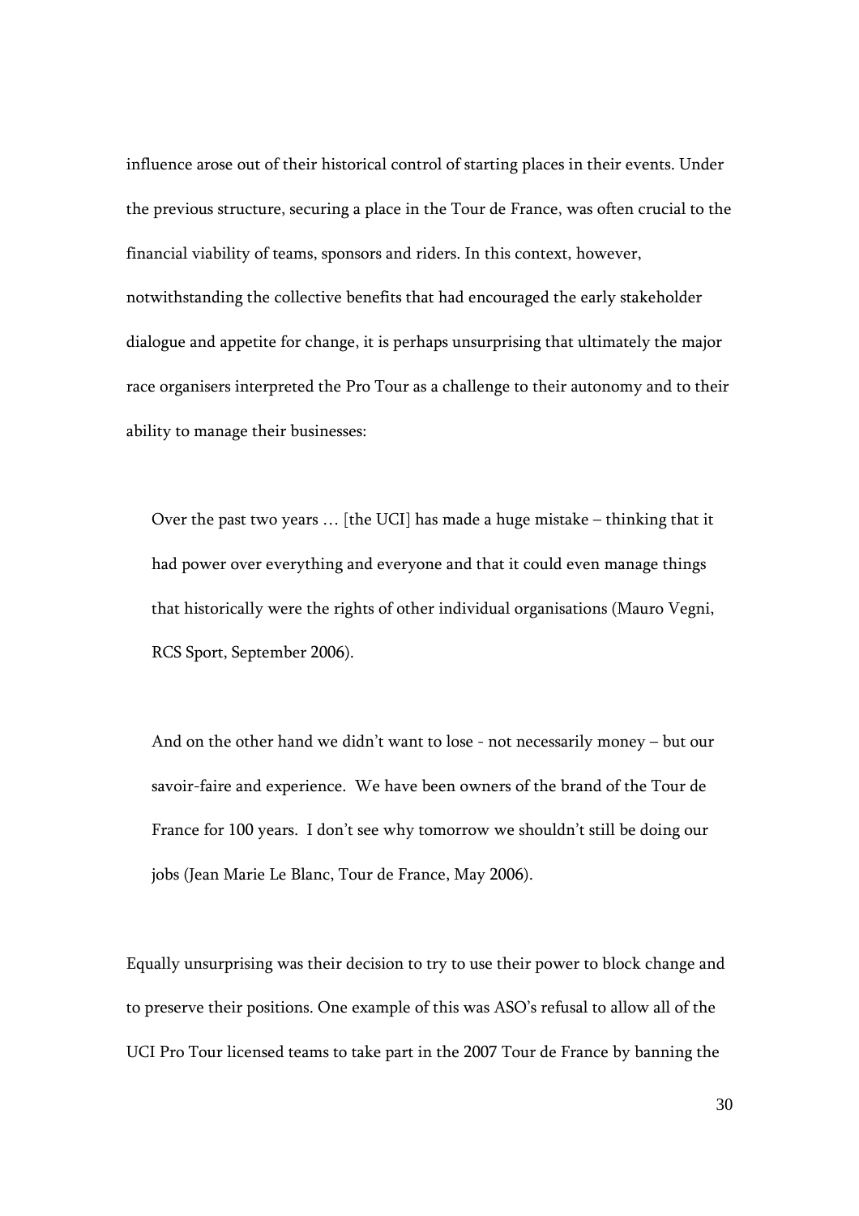influence arose out of their historical control of starting places in their events. Under the previous structure, securing a place in the Tour de France, was often crucial to the financial viability of teams, sponsors and riders. In this context, however, notwithstanding the collective benefits that had encouraged the early stakeholder dialogue and appetite for change, it is perhaps unsurprising that ultimately the major race organisers interpreted the Pro Tour as a challenge to their autonomy and to their ability to manage their businesses:

> Over the past two years … [the UCI] has made a huge mistake – thinking that it had power over everything and everyone and that it could even manage things that historically were the rights of other individual organisations (Mauro Vegni, RCS Sport, September 2006).

> And on the other hand we didn't want to lose - not necessarily money – but our savoir-faire and experience. We have been owners of the brand of the Tour de France for 100 years. I don't see why tomorrow we shouldn't still be doing our jobs (Jean Marie Le Blanc, Tour de France, May 2006).

Equally unsurprising was their decision to try to use their power to block change and to preserve their positions. One example of this was ASO's refusal to allow all of the UCI Pro Tour licensed teams to take part in the 2007 Tour de France by banning the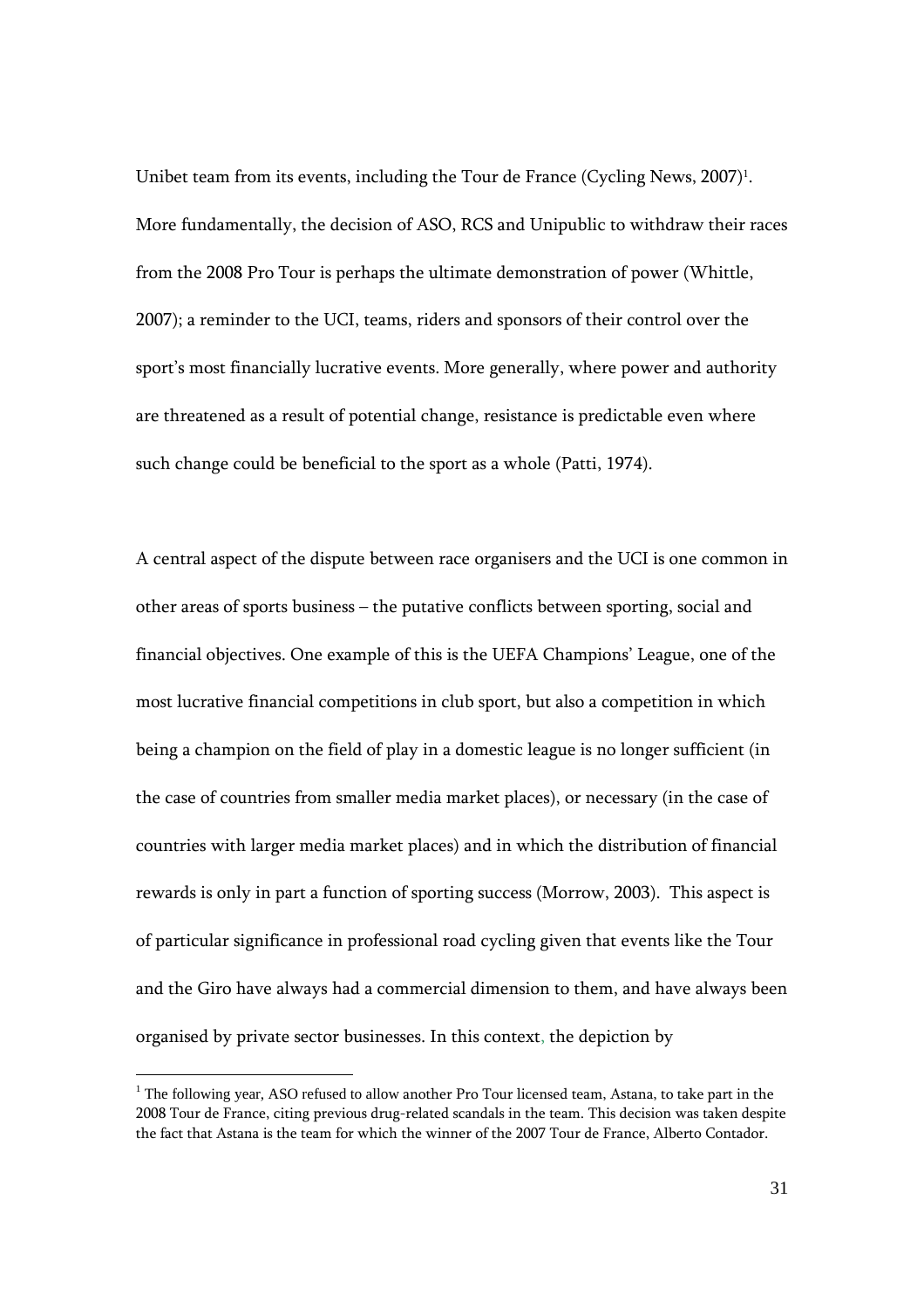Unibet team from its events, including the Tour de France (Cycling News, 2007)[1]. More fundamentally, the decision of ASO, RCS and Unipublic to withdraw their races from the 2008 Pro Tour is perhaps the ultimate demonstration of power (Whittle, 2007); a reminder to the UCI, teams, riders and sponsors of their control over the sport's most financially lucrative events. More generally, where power and authority are threatened as a result of potential change, resistance is predictable even where such change could be beneficial to the sport as a whole (Patti, 1974).

A central aspect of the dispute between race organisers and the UCI is one common in other areas of sports business – the putative conflicts between sporting, social and financial objectives. One example of this is the UEFA Champions' League, one of the most lucrative financial competitions in club sport, but also a competition in which being a champion on the field of play in a domestic league is no longer sufficient (in the case of countries from smaller media market places), or necessary (in the case of countries with larger media market places) and in which the distribution of financial rewards is only in part a function of sporting success (Morrow, 2003). This aspect is of particular significance in professional road cycling given that events like the Tour and the Giro have always had a commercial dimension to them, and have always been organised by private sector businesses. In this context, the depiction by

[1] The following year, ASO refused to allow another Pro Tour licensed team, Astana, to take part in the 2008 Tour de France, citing previous drug-related scandals in the team. This decision was taken despite the fact that Astana is the team for which the winner of the 2007 Tour de France, Alberto Contador.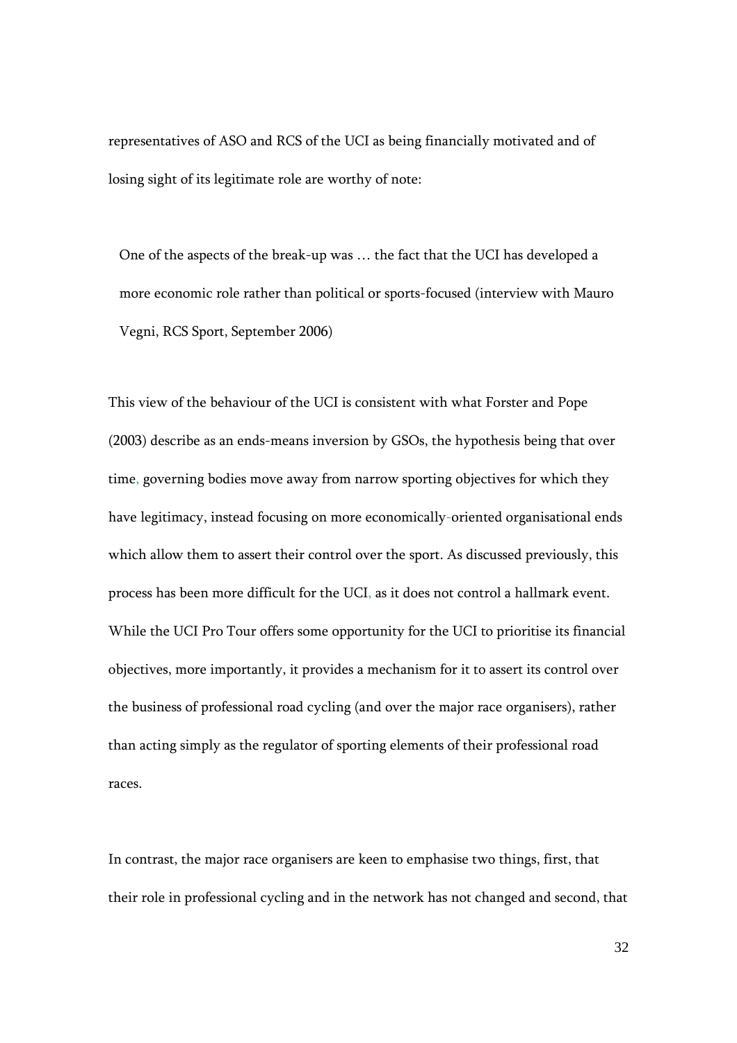representatives of ASO and RCS of the UCI as being financially motivated and of losing sight of its legitimate role are worthy of note:

> One of the aspects of the break-up was … the fact that the UCI has developed a more economic role rather than political or sports-focused (interview with Mauro Vegni, RCS Sport, September 2006)

This view of the behaviour of the UCI is consistent with what Forster and Pope (2003) describe as an ends-means inversion by GSOs, the hypothesis being that over time, governing bodies move away from narrow sporting objectives for which they have legitimacy, instead focusing on more economically-oriented organisational ends which allow them to assert their control over the sport. As discussed previously, this process has been more difficult for the UCI, as it does not control a hallmark event. While the UCI Pro Tour offers some opportunity for the UCI to prioritise its financial objectives, more importantly, it provides a mechanism for it to assert its control over the business of professional road cycling (and over the major race organisers), rather than acting simply as the regulator of sporting elements of their professional road races.

In contrast, the major race organisers are keen to emphasise two things, first, that their role in professional cycling and in the network has not changed and second, that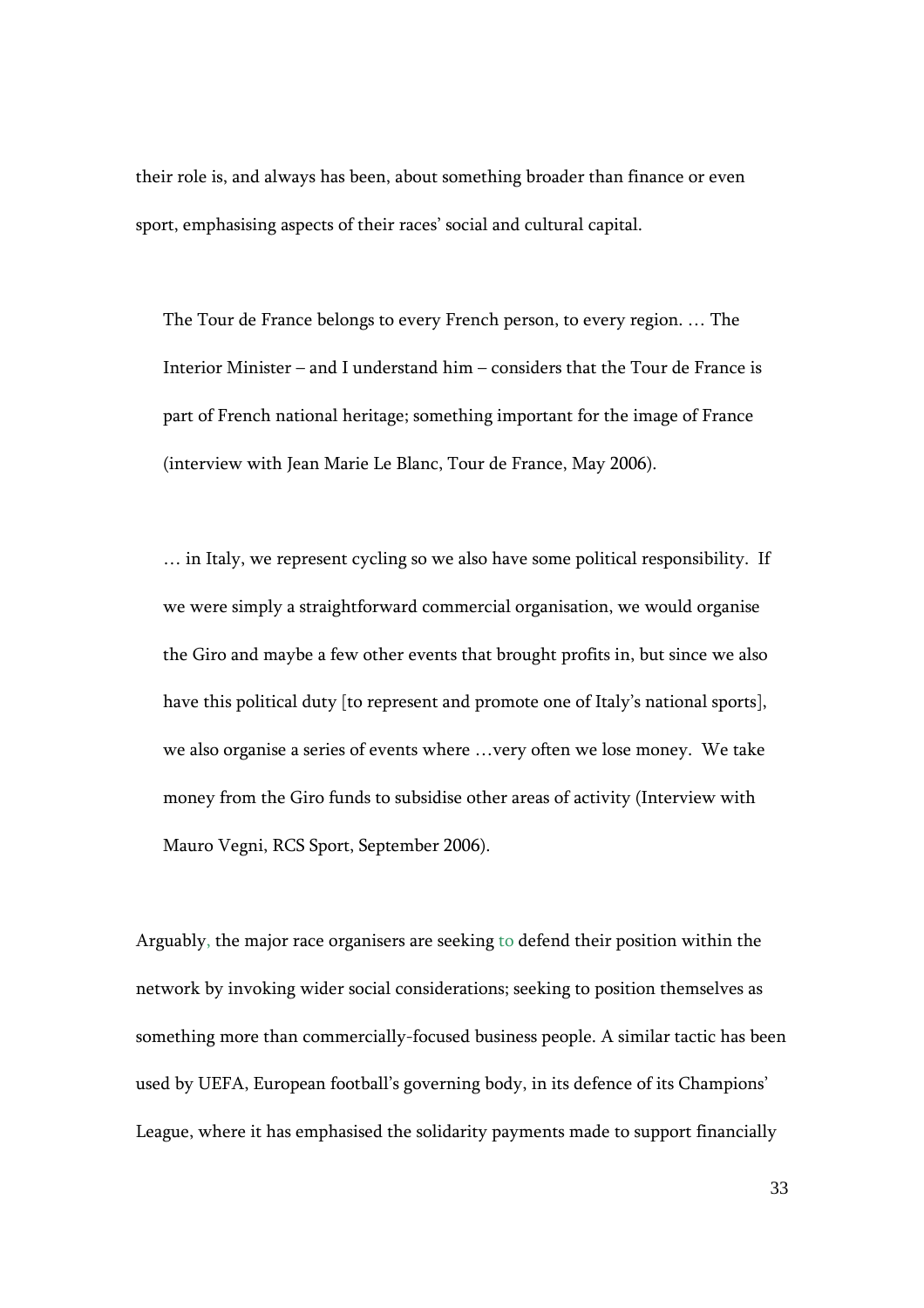their role is, and always has been, about something broader than finance or even sport, emphasising aspects of their races' social and cultural capital.

> The Tour de France belongs to every French person, to every region. … The Interior Minister – and I understand him – considers that the Tour de France is part of French national heritage; something important for the image of France (interview with Jean Marie Le Blanc, Tour de France, May 2006).

> … in Italy, we represent cycling so we also have some political responsibility. If we were simply a straightforward commercial organisation, we would organise the Giro and maybe a few other events that brought profits in, but since we also have this political duty [to represent and promote one of Italy's national sports], we also organise a series of events where …very often we lose money. We take money from the Giro funds to subsidise other areas of activity (Interview with Mauro Vegni, RCS Sport, September 2006).

Arguably, the major race organisers are seeking to defend their position within the network by invoking wider social considerations; seeking to position themselves as something more than commercially-focused business people. A similar tactic has been used by UEFA, European football's governing body, in its defence of its Champions' League, where it has emphasised the solidarity payments made to support financially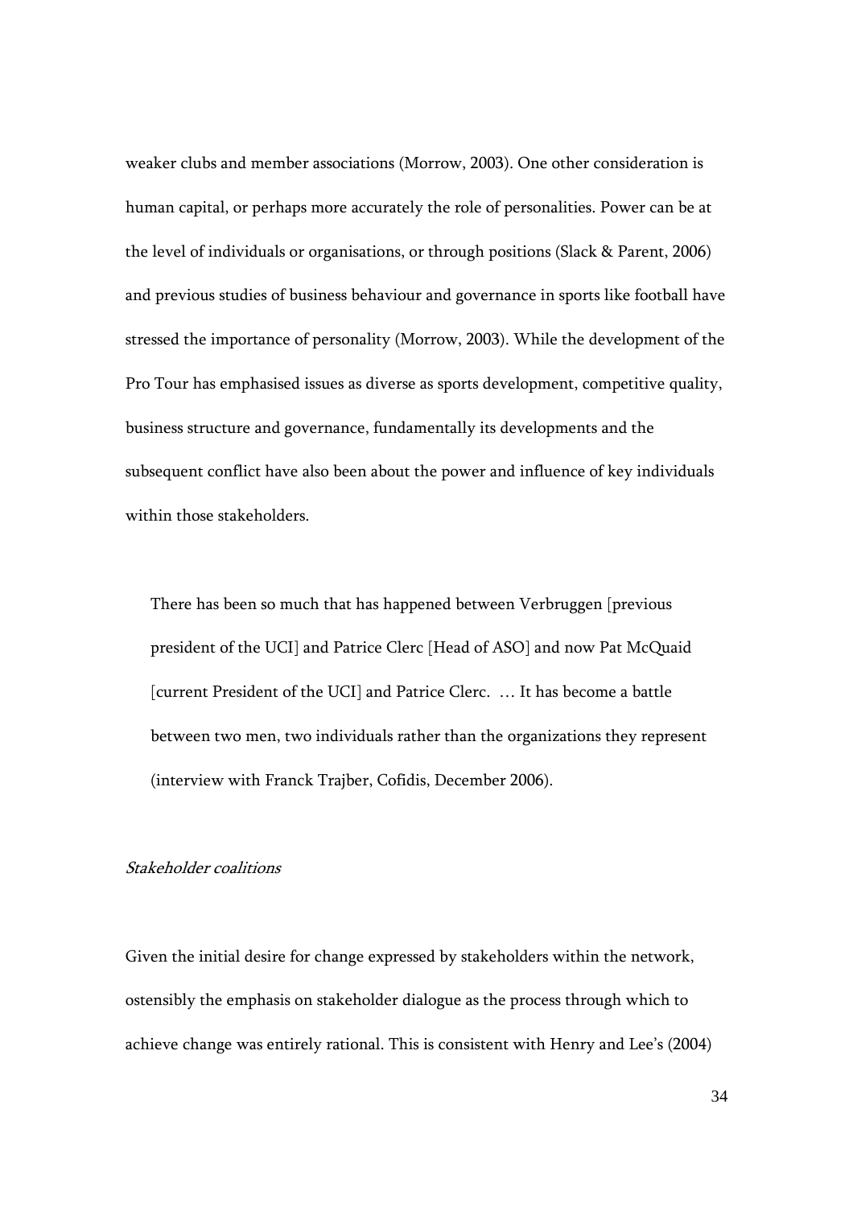weaker clubs and member associations (Morrow, 2003). One other consideration is human capital, or perhaps more accurately the role of personalities. Power can be at the level of individuals or organisations, or through positions (Slack & Parent, 2006) and previous studies of business behaviour and governance in sports like football have stressed the importance of personality (Morrow, 2003). While the development of the Pro Tour has emphasised issues as diverse as sports development, competitive quality, business structure and governance, fundamentally its developments and the subsequent conflict have also been about the power and influence of key individuals within those stakeholders.

> There has been so much that has happened between Verbruggen [previous president of the UCI] and Patrice Clerc [Head of ASO] and now Pat McQuaid [current President of the UCI] and Patrice Clerc. … It has become a battle between two men, two individuals rather than the organizations they represent (interview with Franck Trajber, Cofidis, December 2006).

*Stakeholder coalitions*

Given the initial desire for change expressed by stakeholders within the network, ostensibly the emphasis on stakeholder dialogue as the process through which to achieve change was entirely rational. This is consistent with Henry and Lee's (2004)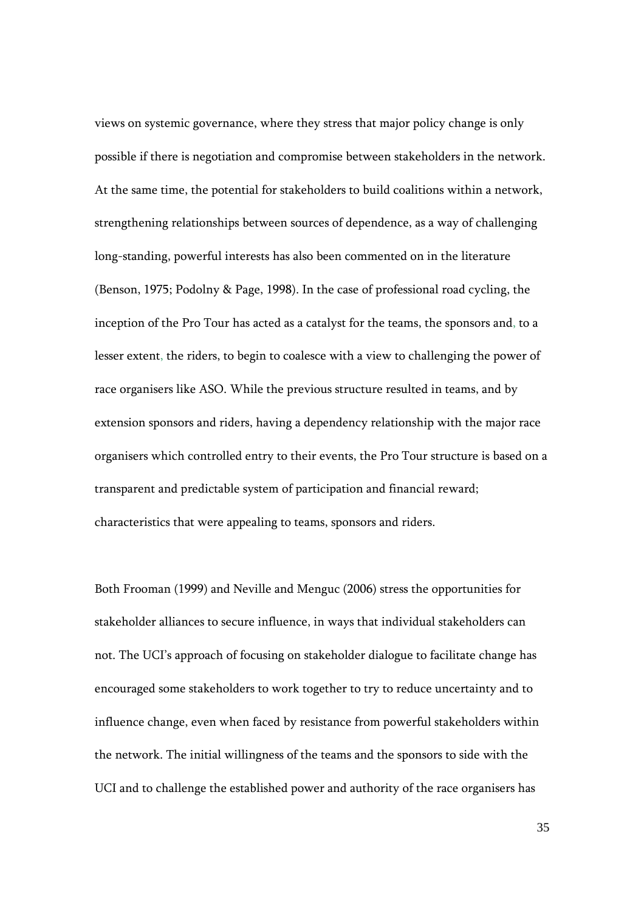views on systemic governance, where they stress that major policy change is only possible if there is negotiation and compromise between stakeholders in the network. At the same time, the potential for stakeholders to build coalitions within a network, strengthening relationships between sources of dependence, as a way of challenging long-standing, powerful interests has also been commented on in the literature (Benson, 1975; Podolny & Page, 1998). In the case of professional road cycling, the inception of the Pro Tour has acted as a catalyst for the teams, the sponsors and, to a lesser extent, the riders, to begin to coalesce with a view to challenging the power of race organisers like ASO. While the previous structure resulted in teams, and by extension sponsors and riders, having a dependency relationship with the major race organisers which controlled entry to their events, the Pro Tour structure is based on a transparent and predictable system of participation and financial reward; characteristics that were appealing to teams, sponsors and riders.

Both Frooman (1999) and Neville and Menguc (2006) stress the opportunities for stakeholder alliances to secure influence, in ways that individual stakeholders can not. The UCI's approach of focusing on stakeholder dialogue to facilitate change has encouraged some stakeholders to work together to try to reduce uncertainty and to influence change, even when faced by resistance from powerful stakeholders within the network. The initial willingness of the teams and the sponsors to side with the UCI and to challenge the established power and authority of the race organisers has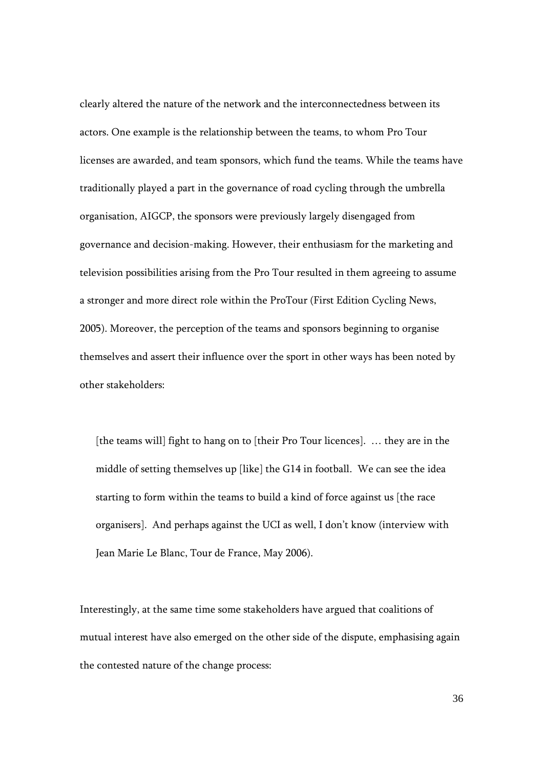clearly altered the nature of the network and the interconnectedness between its actors. One example is the relationship between the teams, to whom Pro Tour licenses are awarded, and team sponsors, which fund the teams. While the teams have traditionally played a part in the governance of road cycling through the umbrella organisation, AIGCP, the sponsors were previously largely disengaged from governance and decision-making. However, their enthusiasm for the marketing and television possibilities arising from the Pro Tour resulted in them agreeing to assume a stronger and more direct role within the ProTour (First Edition Cycling News, 2005). Moreover, the perception of the teams and sponsors beginning to organise themselves and assert their influence over the sport in other ways has been noted by other stakeholders:

> [the teams will] fight to hang on to [their Pro Tour licences]. … they are in the middle of setting themselves up [like] the G14 in football. We can see the idea starting to form within the teams to build a kind of force against us [the race organisers]. And perhaps against the UCI as well, I don't know (interview with Jean Marie Le Blanc, Tour de France, May 2006).

Interestingly, at the same time some stakeholders have argued that coalitions of mutual interest have also emerged on the other side of the dispute, emphasising again the contested nature of the change process: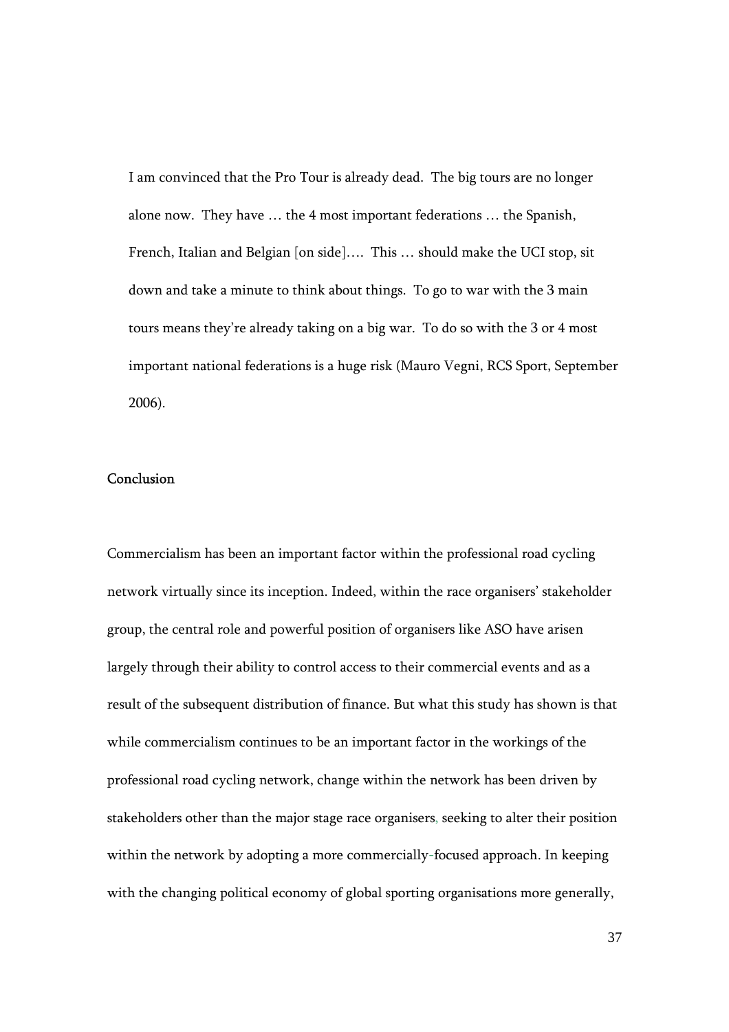> I am convinced that the Pro Tour is already dead. The big tours are no longer alone now. They have … the 4 most important federations … the Spanish, French, Italian and Belgian [on side]…. This … should make the UCI stop, sit down and take a minute to think about things. To go to war with the 3 main tours means they're already taking on a big war. To do so with the 3 or 4 most important national federations is a huge risk (Mauro Vegni, RCS Sport, September 2006).

## Conclusion

Commercialism has been an important factor within the professional road cycling network virtually since its inception. Indeed, within the race organisers' stakeholder group, the central role and powerful position of organisers like ASO have arisen largely through their ability to control access to their commercial events and as a result of the subsequent distribution of finance. But what this study has shown is that while commercialism continues to be an important factor in the workings of the professional road cycling network, change within the network has been driven by stakeholders other than the major stage race organisers, seeking to alter their position within the network by adopting a more commercially-focused approach. In keeping with the changing political economy of global sporting organisations more generally,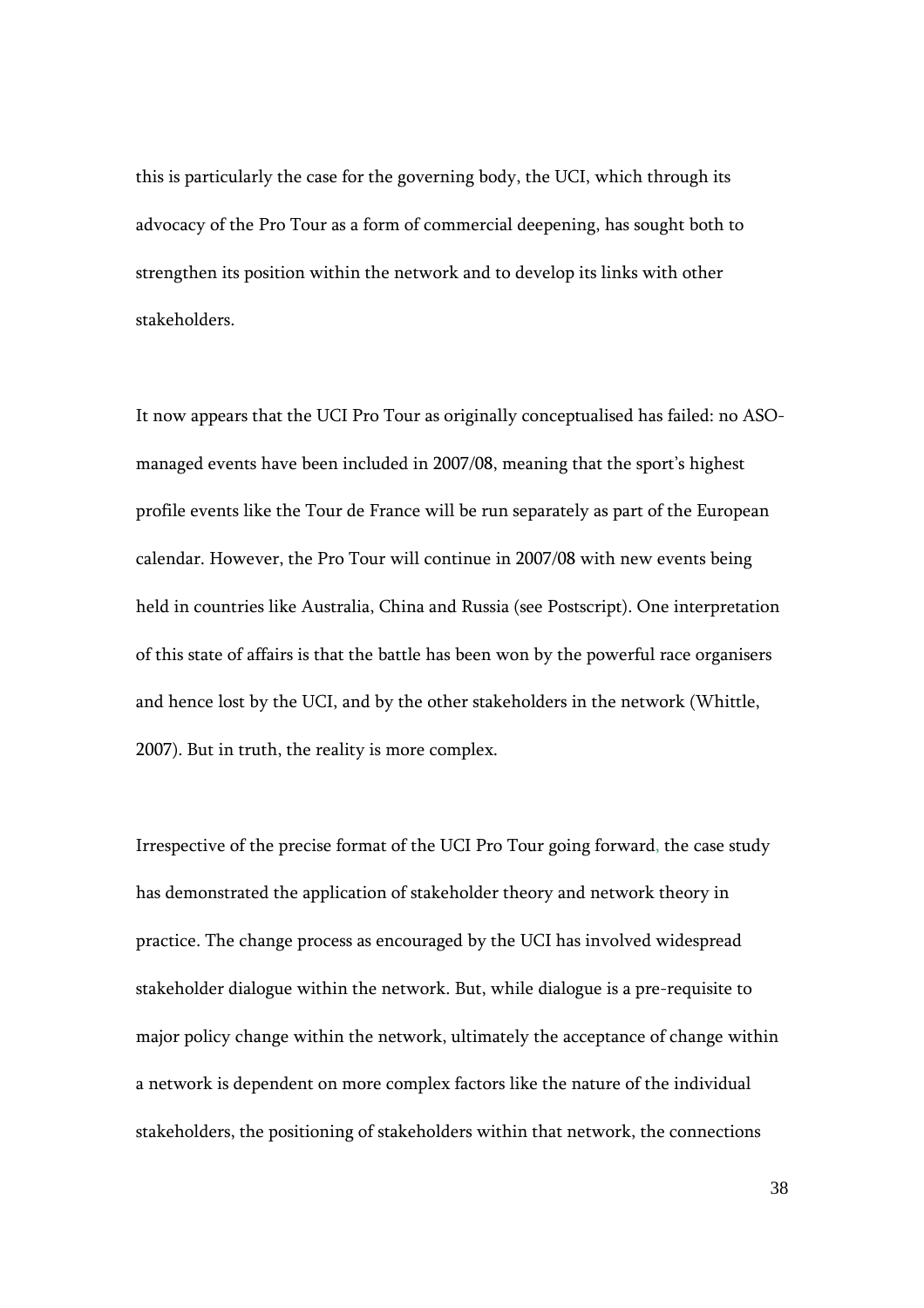this is particularly the case for the governing body, the UCI, which through its advocacy of the Pro Tour as a form of commercial deepening, has sought both to strengthen its position within the network and to develop its links with other stakeholders.

It now appears that the UCI Pro Tour as originally conceptualised has failed: no ASO-managed events have been included in 2007/08, meaning that the sport's highest profile events like the Tour de France will be run separately as part of the European calendar. However, the Pro Tour will continue in 2007/08 with new events being held in countries like Australia, China and Russia (see Postscript). One interpretation of this state of affairs is that the battle has been won by the powerful race organisers and hence lost by the UCI, and by the other stakeholders in the network (Whittle, 2007). But in truth, the reality is more complex.

Irrespective of the precise format of the UCI Pro Tour going forward, the case study has demonstrated the application of stakeholder theory and network theory in practice. The change process as encouraged by the UCI has involved widespread stakeholder dialogue within the network. But, while dialogue is a pre-requisite to major policy change within the network, ultimately the acceptance of change within a network is dependent on more complex factors like the nature of the individual stakeholders, the positioning of stakeholders within that network, the connections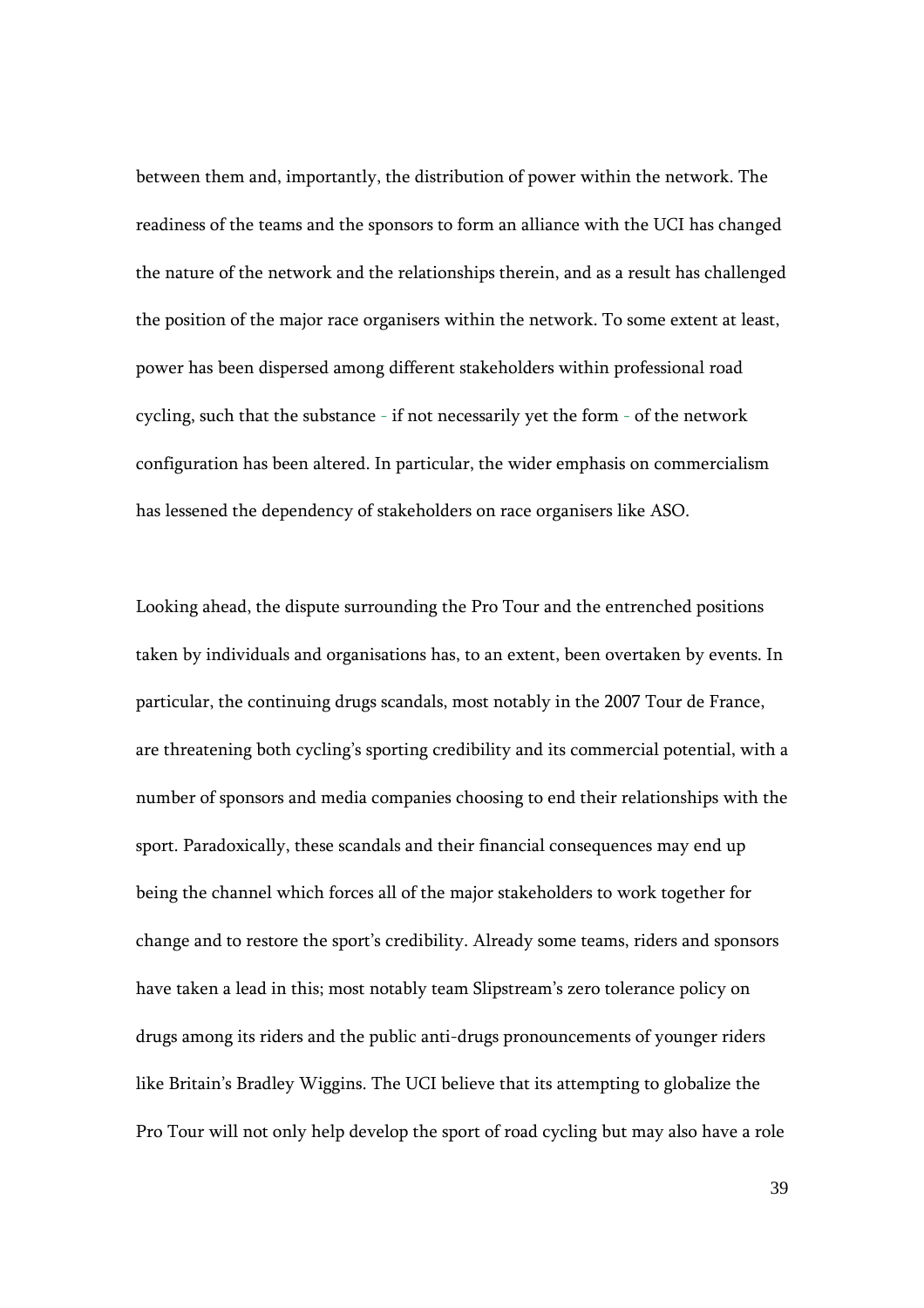between them and, importantly, the distribution of power within the network. The readiness of the teams and the sponsors to form an alliance with the UCI has changed the nature of the network and the relationships therein, and as a result has challenged the position of the major race organisers within the network. To some extent at least, power has been dispersed among different stakeholders within professional road cycling, such that the substance - if not necessarily yet the form - of the network configuration has been altered. In particular, the wider emphasis on commercialism has lessened the dependency of stakeholders on race organisers like ASO.

Looking ahead, the dispute surrounding the Pro Tour and the entrenched positions taken by individuals and organisations has, to an extent, been overtaken by events. In particular, the continuing drugs scandals, most notably in the 2007 Tour de France, are threatening both cycling's sporting credibility and its commercial potential, with a number of sponsors and media companies choosing to end their relationships with the sport. Paradoxically, these scandals and their financial consequences may end up being the channel which forces all of the major stakeholders to work together for change and to restore the sport's credibility. Already some teams, riders and sponsors have taken a lead in this; most notably team Slipstream's zero tolerance policy on drugs among its riders and the public anti-drugs pronouncements of younger riders like Britain's Bradley Wiggins. The UCI believe that its attempting to globalize the Pro Tour will not only help develop the sport of road cycling but may also have a role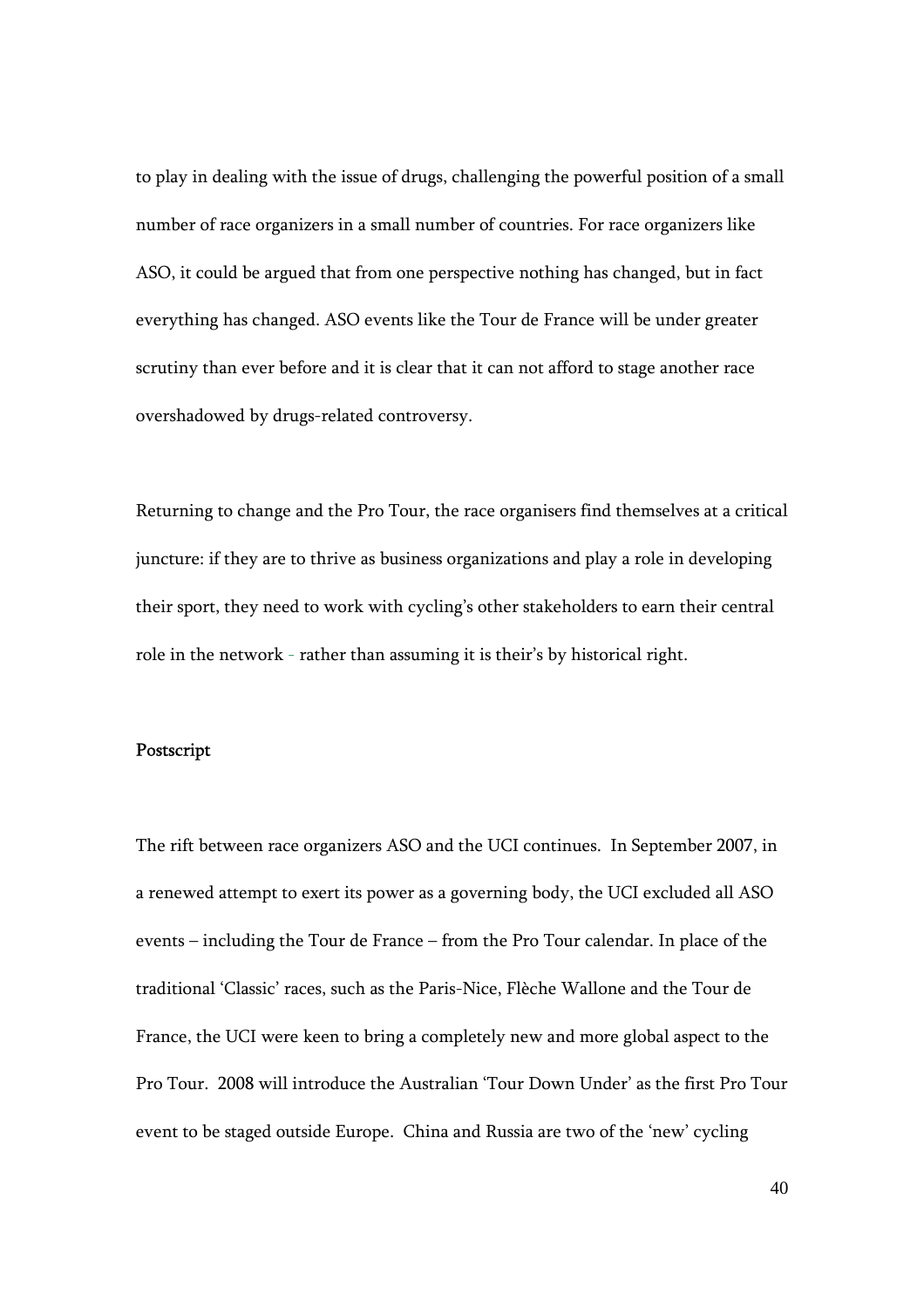to play in dealing with the issue of drugs, challenging the powerful position of a small number of race organizers in a small number of countries. For race organizers like ASO, it could be argued that from one perspective nothing has changed, but in fact everything has changed. ASO events like the Tour de France will be under greater scrutiny than ever before and it is clear that it can not afford to stage another race overshadowed by drugs-related controversy.

Returning to change and the Pro Tour, the race organisers find themselves at a critical juncture: if they are to thrive as business organizations and play a role in developing their sport, they need to work with cycling's other stakeholders to earn their central role in the network - rather than assuming it is their's by historical right.

**Postscript**

The rift between race organizers ASO and the UCI continues. In September 2007, in a renewed attempt to exert its power as a governing body, the UCI excluded all ASO events – including the Tour de France – from the Pro Tour calendar. In place of the traditional 'Classic' races, such as the Paris-Nice, Flèche Wallone and the Tour de France, the UCI were keen to bring a completely new and more global aspect to the Pro Tour. 2008 will introduce the Australian 'Tour Down Under' as the first Pro Tour event to be staged outside Europe. China and Russia are two of the 'new' cycling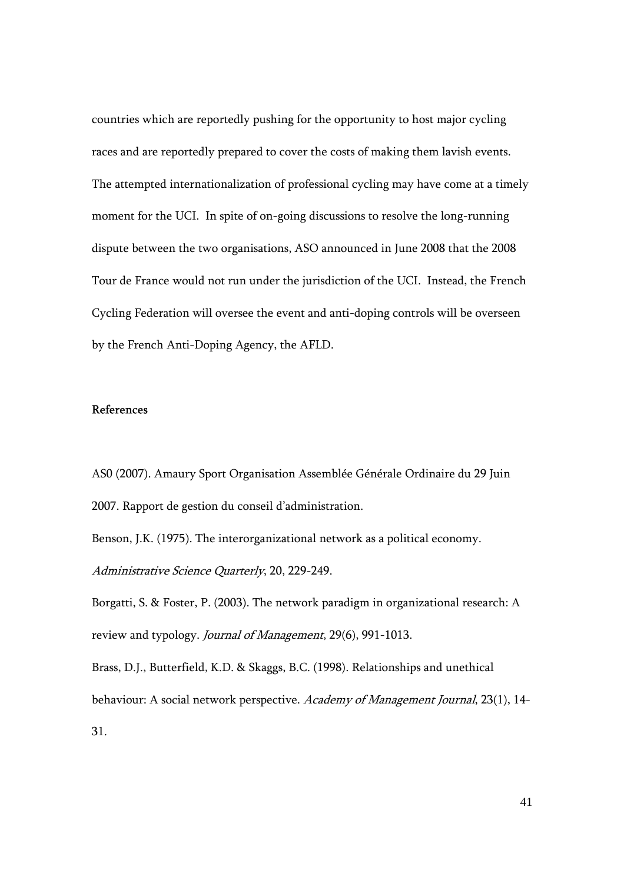countries which are reportedly pushing for the opportunity to host major cycling races and are reportedly prepared to cover the costs of making them lavish events. The attempted internationalization of professional cycling may have come at a timely moment for the UCI. In spite of on-going discussions to resolve the long-running dispute between the two organisations, ASO announced in June 2008 that the 2008 Tour de France would not run under the jurisdiction of the UCI. Instead, the French Cycling Federation will oversee the event and anti-doping controls will be overseen by the French Anti-Doping Agency, the AFLD.

## References

AS0 (2007). Amaury Sport Organisation Assemblée Générale Ordinaire du 29 Juin 2007. Rapport de gestion du conseil d'administration.

Benson, J.K. (1975). The interorganizational network as a political economy. *Administrative Science Quarterly*, 20, 229-249.

Borgatti, S. & Foster, P. (2003). The network paradigm in organizational research: A review and typology. *Journal of Management*, 29(6), 991-1013.

Brass, D.J., Butterfield, K.D. & Skaggs, B.C. (1998). Relationships and unethical behaviour: A social network perspective. *Academy of Management Journal*, 23(1), 14-31.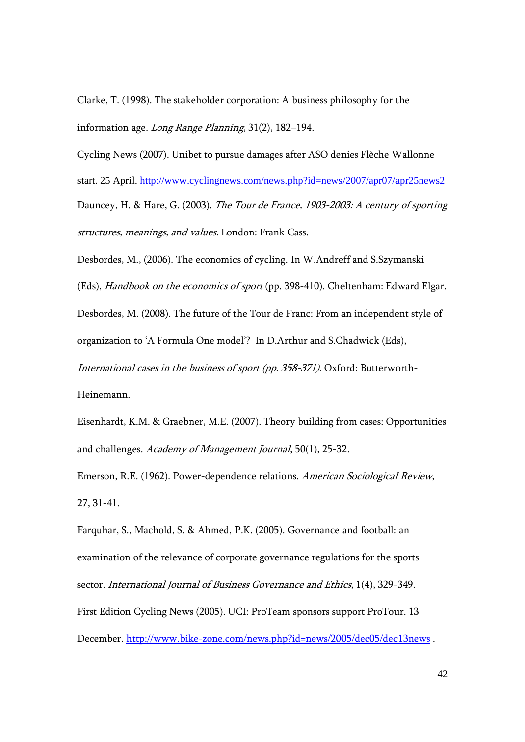Clarke, T. (1998). The stakeholder corporation: A business philosophy for the information age. *Long Range Planning*, 31(2), 182–194.

Cycling News (2007). Unibet to pursue damages after ASO denies Flèche Wallonne start. 25 April. http://www.cyclingnews.com/news.php?id=news/2007/apr07/apr25news2

Dauncey, H. & Hare, G. (2003). *The Tour de France, 1903-2003: A century of sporting structures, meanings, and values.* London: Frank Cass.

Desbordes, M., (2006). The economics of cycling. In W.Andreff and S.Szymanski (Eds), *Handbook on the economics of sport* (pp. 398-410). Cheltenham: Edward Elgar.

Desbordes, M. (2008). The future of the Tour de Franc: From an independent style of organization to 'A Formula One model'? In D.Arthur and S.Chadwick (Eds), *International cases in the business of sport (pp. 358-371).* Oxford: Butterworth-Heinemann.

Eisenhardt, K.M. & Graebner, M.E. (2007). Theory building from cases: Opportunities and challenges. *Academy of Management Journal*, 50(1), 25-32.

Emerson, R.E. (1962). Power-dependence relations. *American Sociological Review*, 27, 31-41.

Farquhar, S., Machold, S. & Ahmed, P.K. (2005). Governance and football: an examination of the relevance of corporate governance regulations for the sports sector. *International Journal of Business Governance and Ethics*, 1(4), 329-349.

First Edition Cycling News (2005). UCI: ProTeam sponsors support ProTour. 13 December. http://www.bike-zone.com/news.php?id=news/2005/dec05/dec13news .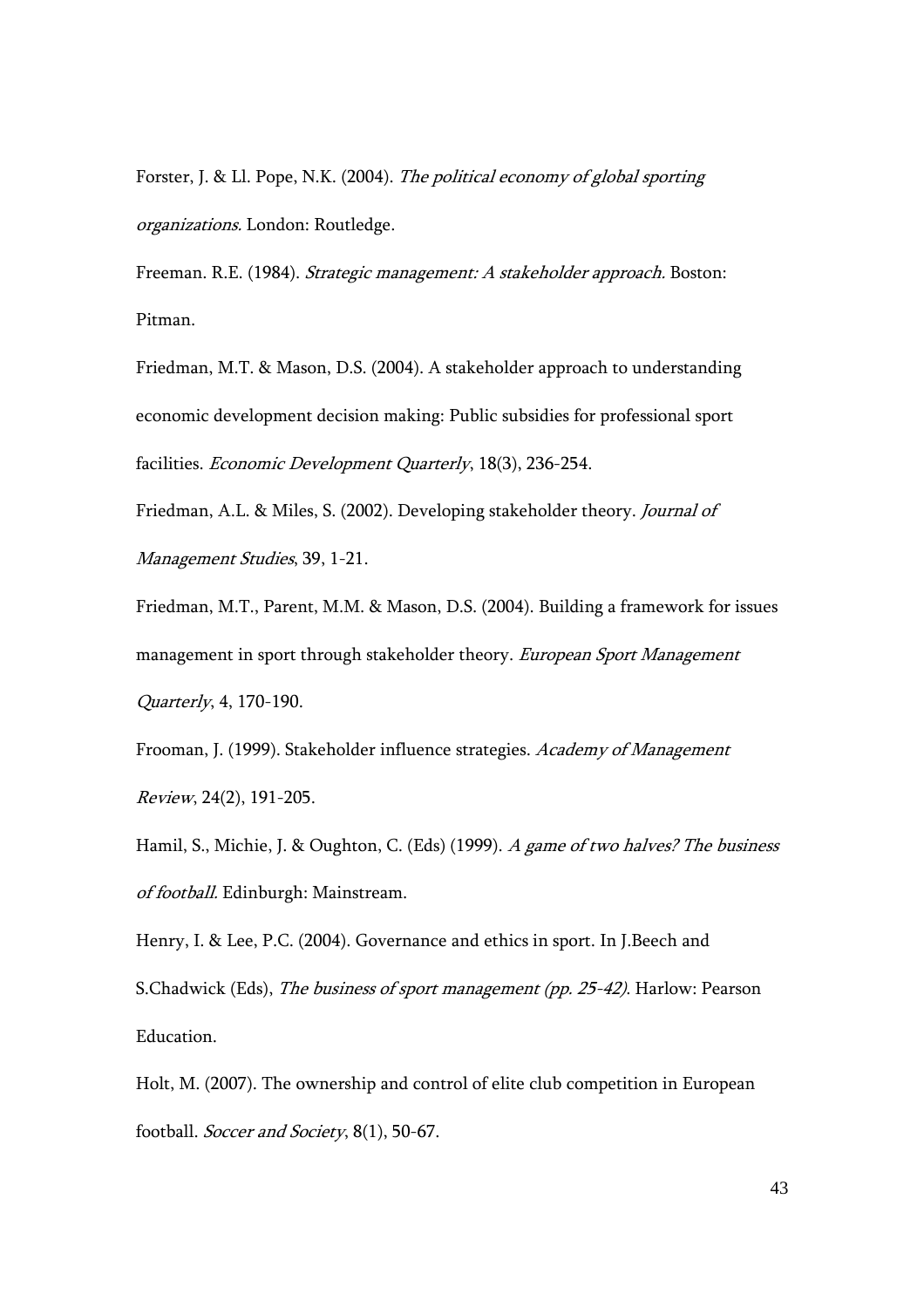Forster, J. & Ll. Pope, N.K. (2004). *The political economy of global sporting organizations.* London: Routledge.

Freeman. R.E. (1984). *Strategic management: A stakeholder approach.* Boston: Pitman.

Friedman, M.T. & Mason, D.S. (2004). A stakeholder approach to understanding economic development decision making: Public subsidies for professional sport facilities. *Economic Development Quarterly*, 18(3), 236-254.

Friedman, A.L. & Miles, S. (2002). Developing stakeholder theory. *Journal of Management Studies*, 39, 1-21.

Friedman, M.T., Parent, M.M. & Mason, D.S. (2004). Building a framework for issues management in sport through stakeholder theory. *European Sport Management Quarterly*, 4, 170-190.

Frooman, J. (1999). Stakeholder influence strategies. *Academy of Management Review*, 24(2), 191-205.

Hamil, S., Michie, J. & Oughton, C. (Eds) (1999). *A game of two halves? The business of football.* Edinburgh: Mainstream.

Henry, I. & Lee, P.C. (2004). Governance and ethics in sport. In J.Beech and S.Chadwick (Eds), *The business of sport management (pp. 25-42).* Harlow: Pearson Education.

Holt, M. (2007). The ownership and control of elite club competition in European football. *Soccer and Society*, 8(1), 50-67.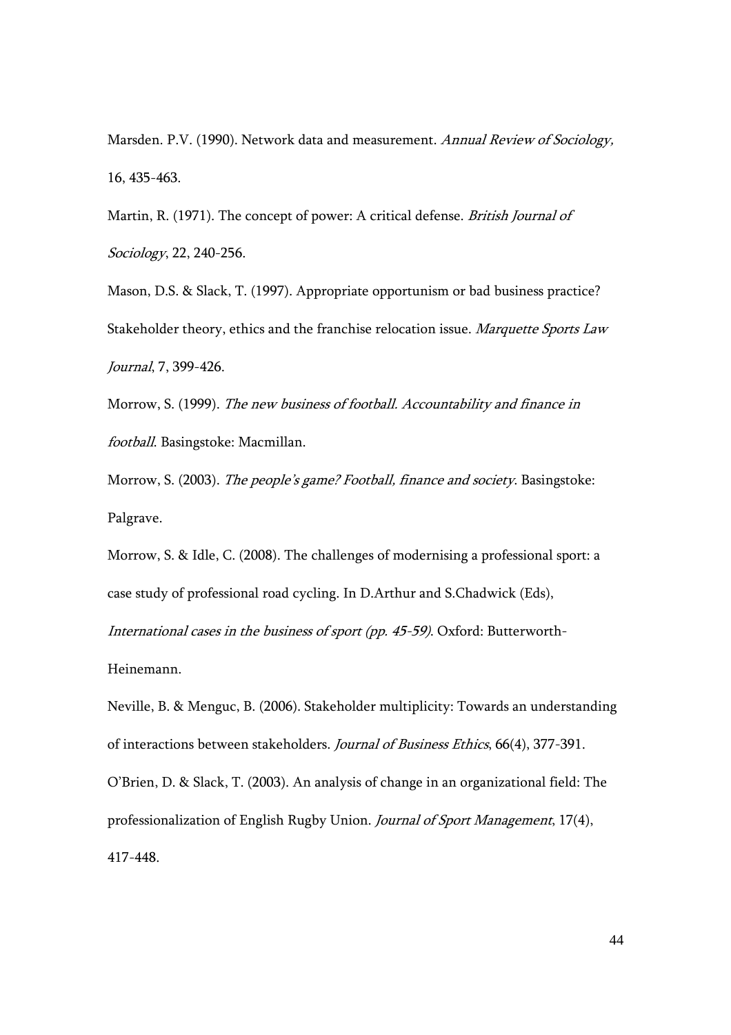Marsden. P.V. (1990). Network data and measurement. *Annual Review of Sociology,* 16, 435-463.

Martin, R. (1971). The concept of power: A critical defense. *British Journal of Sociology*, 22, 240-256.

Mason, D.S. & Slack, T. (1997). Appropriate opportunism or bad business practice? Stakeholder theory, ethics and the franchise relocation issue. *Marquette Sports Law Journal*, 7, 399-426.

Morrow, S. (1999). *The new business of football. Accountability and finance in football*. Basingstoke: Macmillan.

Morrow, S. (2003). *The people's game? Football, finance and society*. Basingstoke: Palgrave.

Morrow, S. & Idle, C. (2008). The challenges of modernising a professional sport: a case study of professional road cycling. In D.Arthur and S.Chadwick (Eds), *International cases in the business of sport (pp. 45-59)*. Oxford: Butterworth-Heinemann.

Neville, B. & Menguc, B. (2006). Stakeholder multiplicity: Towards an understanding of interactions between stakeholders. *Journal of Business Ethics*, 66(4), 377-391.

O'Brien, D. & Slack, T. (2003). An analysis of change in an organizational field: The professionalization of English Rugby Union. *Journal of Sport Management*, 17(4), 417-448.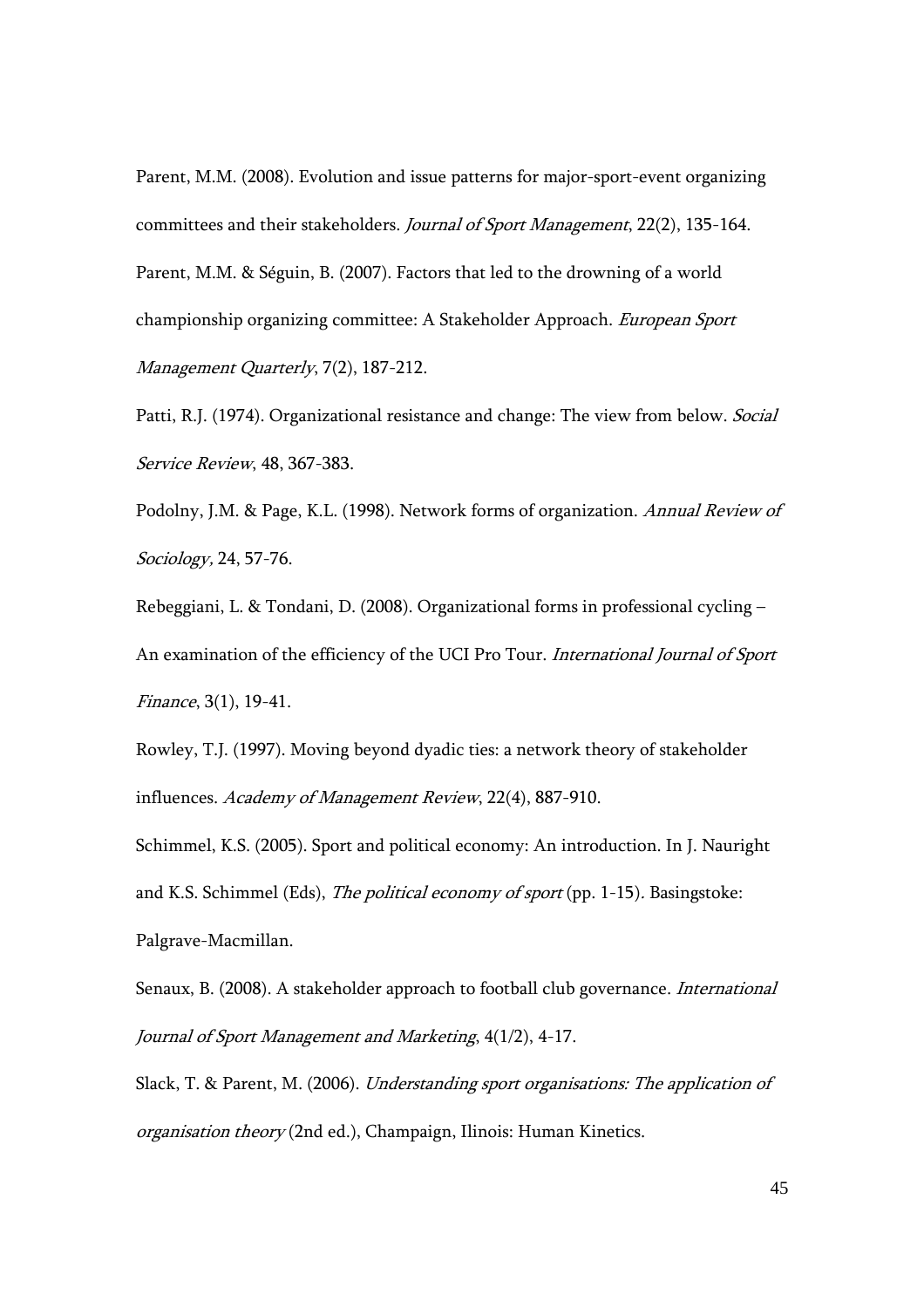Parent, M.M. (2008). Evolution and issue patterns for major-sport-event organizing committees and their stakeholders. *Journal of Sport Management*, 22(2), 135-164.

Parent, M.M. & Séguin, B. (2007). Factors that led to the drowning of a world championship organizing committee: A Stakeholder Approach. *European Sport Management Quarterly*, 7(2), 187-212.

Patti, R.J. (1974). Organizational resistance and change: The view from below. *Social Service Review*, 48, 367-383.

Podolny, J.M. & Page, K.L. (1998). Network forms of organization. *Annual Review of Sociology,* 24, 57-76.

Rebeggiani, L. & Tondani, D. (2008). Organizational forms in professional cycling – An examination of the efficiency of the UCI Pro Tour. *International Journal of Sport Finance*, 3(1), 19-41.

Rowley, T.J. (1997). Moving beyond dyadic ties: a network theory of stakeholder influences. *Academy of Management Review*, 22(4), 887-910.

Schimmel, K.S. (2005). Sport and political economy: An introduction. In J. Nauright and K.S. Schimmel (Eds), *The political economy of sport* (pp. 1-15). Basingstoke: Palgrave-Macmillan.

Senaux, B. (2008). A stakeholder approach to football club governance. *International Journal of Sport Management and Marketing*, 4(1/2), 4-17.

Slack, T. & Parent, M. (2006). *Understanding sport organisations: The application of organisation theory* (2nd ed.), Champaign, Ilinois: Human Kinetics.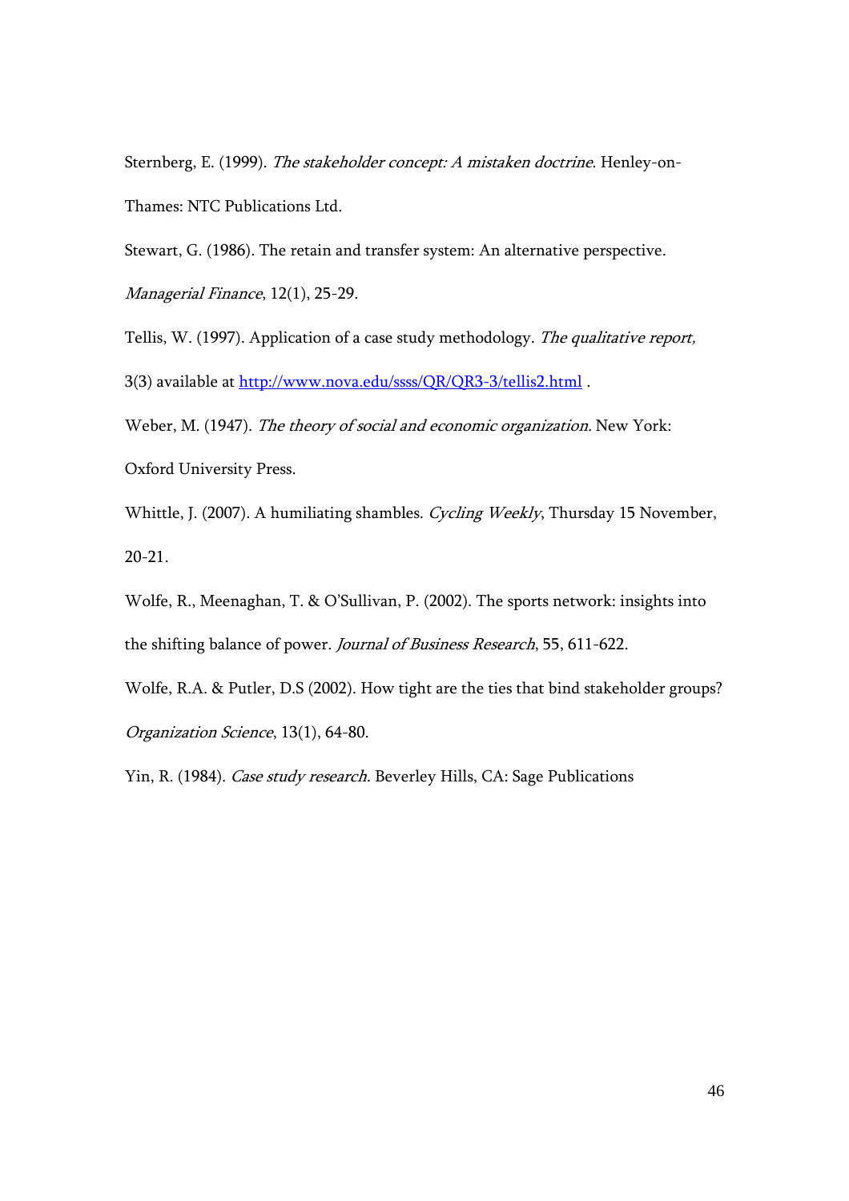Sternberg, E. (1999). *The stakeholder concept: A mistaken doctrine*. Henley-on-Thames: NTC Publications Ltd.

Stewart, G. (1986). The retain and transfer system: An alternative perspective. *Managerial Finance*, 12(1), 25-29.

Tellis, W. (1997). Application of a case study methodology. *The qualitative report,* 3(3) available at http://www.nova.edu/ssss/QR/QR3-3/tellis2.html .

Weber, M. (1947). *The theory of social and economic organization.* New York: Oxford University Press.

Whittle, J. (2007). A humiliating shambles. *Cycling Weekly*, Thursday 15 November, 20-21.

Wolfe, R., Meenaghan, T. & O'Sullivan, P. (2002). The sports network: insights into the shifting balance of power. *Journal of Business Research*, 55, 611-622.

Wolfe, R.A. & Putler, D.S (2002). How tight are the ties that bind stakeholder groups? *Organization Science*, 13(1), 64-80.

Yin, R. (1984). *Case study research.* Beverley Hills, CA: Sage Publications